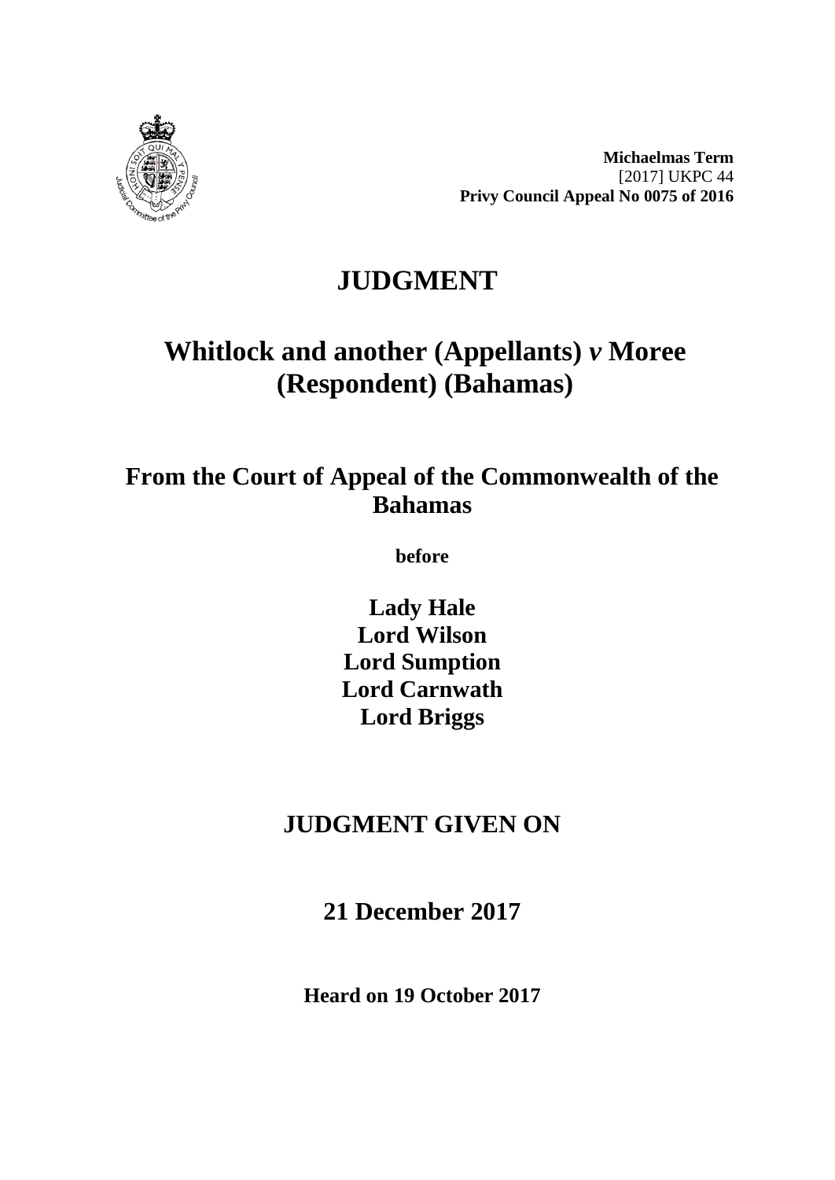**Michaelmas Term**
[2017] UKPC 44
**Privy Council Appeal No 0075 of 2016**

# JUDGMENT

## Whitlock and another (Appellants) *v* Moree (Respondent) (Bahamas)

### From the Court of Appeal of the Commonwealth of the Bahamas

**before**

**Lady Hale**
**Lord Wilson**
**Lord Sumption**
**Lord Carnwath**
**Lord Briggs**

## JUDGMENT GIVEN ON

## 21 December 2017

**Heard on 19 October 2017**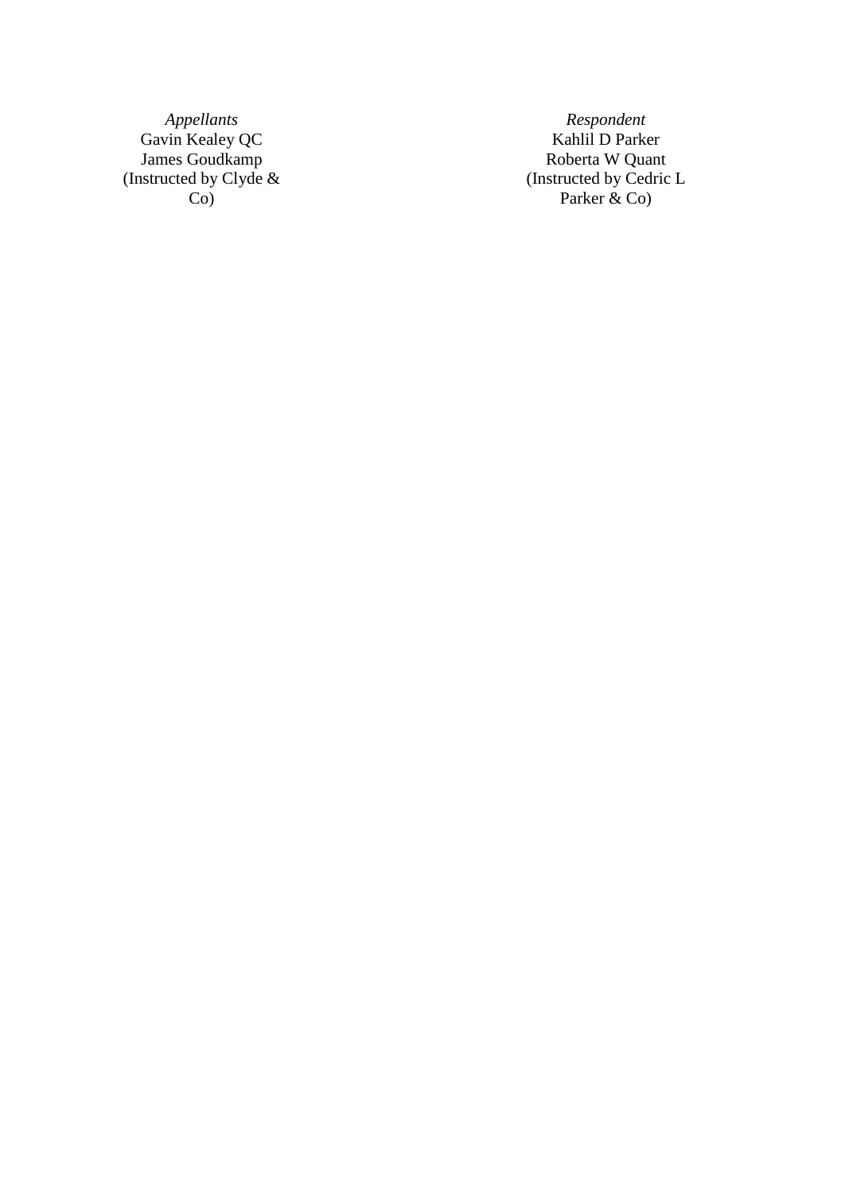| *Appellants* | *Respondent* |
|---|---|
| Gavin Kealey QC | Kahlil D Parker |
| James Goudkamp | Roberta W Quant |
| (Instructed by Clyde & Co) | (Instructed by Cedric L Parker & Co) |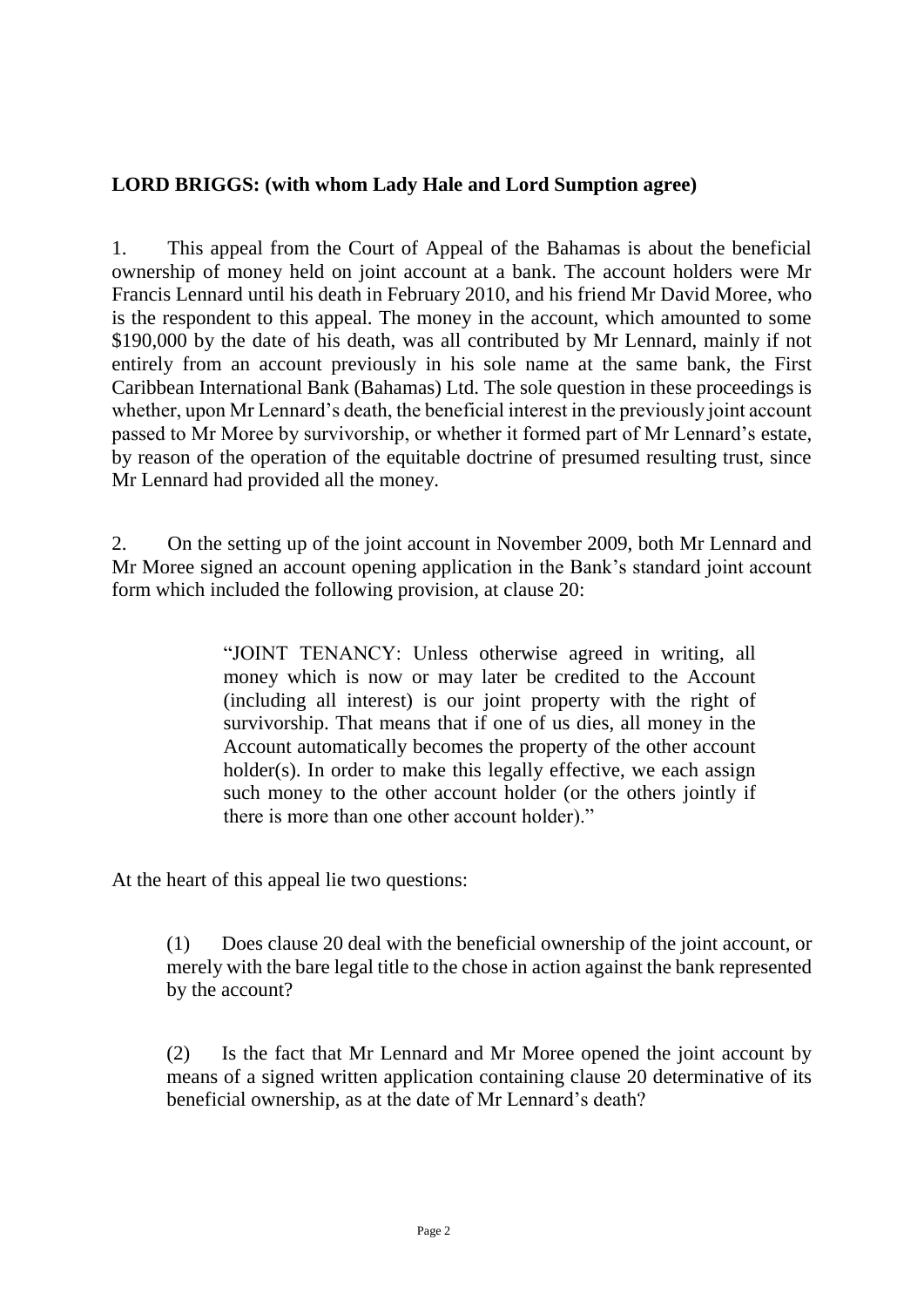**LORD BRIGGS: (with whom Lady Hale and Lord Sumption agree)**

1. This appeal from the Court of Appeal of the Bahamas is about the beneficial ownership of money held on joint account at a bank. The account holders were Mr Francis Lennard until his death in February 2010, and his friend Mr David Moree, who is the respondent to this appeal. The money in the account, which amounted to some \$190,000 by the date of his death, was all contributed by Mr Lennard, mainly if not entirely from an account previously in his sole name at the same bank, the First Caribbean International Bank (Bahamas) Ltd. The sole question in these proceedings is whether, upon Mr Lennard's death, the beneficial interest in the previously joint account passed to Mr Moree by survivorship, or whether it formed part of Mr Lennard's estate, by reason of the operation of the equitable doctrine of presumed resulting trust, since Mr Lennard had provided all the money.

2. On the setting up of the joint account in November 2009, both Mr Lennard and Mr Moree signed an account opening application in the Bank's standard joint account form which included the following provision, at clause 20:

> "JOINT TENANCY: Unless otherwise agreed in writing, all money which is now or may later be credited to the Account (including all interest) is our joint property with the right of survivorship. That means that if one of us dies, all money in the Account automatically becomes the property of the other account holder(s). In order to make this legally effective, we each assign such money to the other account holder (or the others jointly if there is more than one other account holder)."

At the heart of this appeal lie two questions:

(1) Does clause 20 deal with the beneficial ownership of the joint account, or merely with the bare legal title to the chose in action against the bank represented by the account?

(2) Is the fact that Mr Lennard and Mr Moree opened the joint account by means of a signed written application containing clause 20 determinative of its beneficial ownership, as at the date of Mr Lennard's death?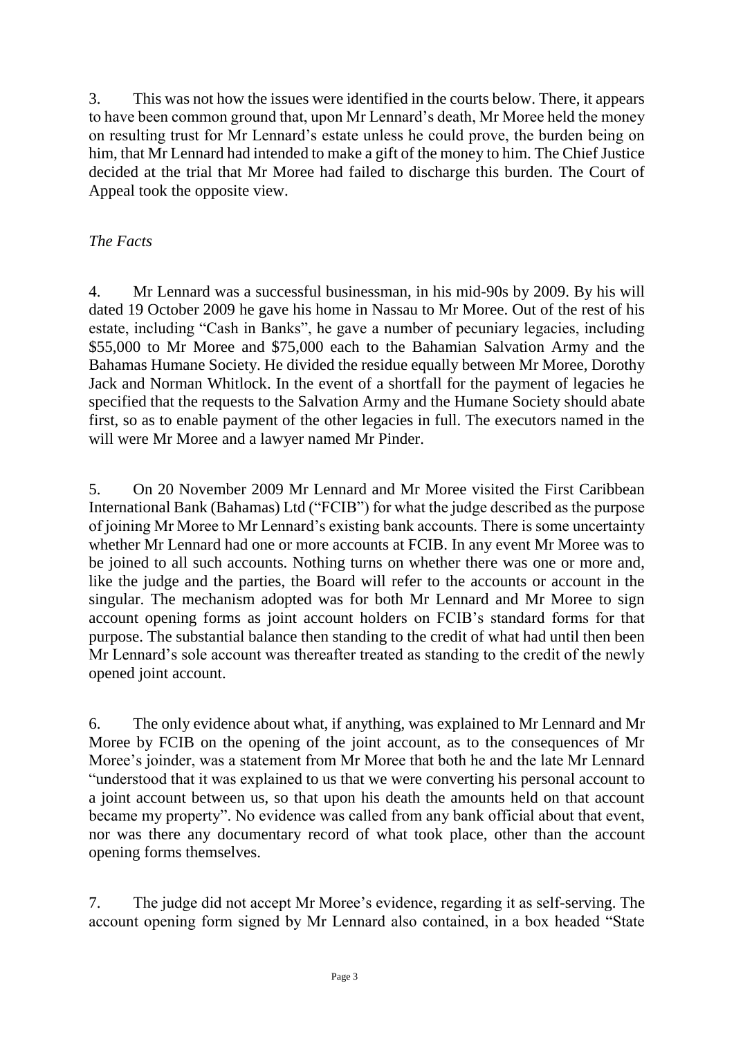3. This was not how the issues were identified in the courts below. There, it appears to have been common ground that, upon Mr Lennard's death, Mr Moree held the money on resulting trust for Mr Lennard's estate unless he could prove, the burden being on him, that Mr Lennard had intended to make a gift of the money to him. The Chief Justice decided at the trial that Mr Moree had failed to discharge this burden. The Court of Appeal took the opposite view.

*The Facts*

4. Mr Lennard was a successful businessman, in his mid-90s by 2009. By his will dated 19 October 2009 he gave his home in Nassau to Mr Moree. Out of the rest of his estate, including "Cash in Banks", he gave a number of pecuniary legacies, including \$55,000 to Mr Moree and \$75,000 each to the Bahamian Salvation Army and the Bahamas Humane Society. He divided the residue equally between Mr Moree, Dorothy Jack and Norman Whitlock. In the event of a shortfall for the payment of legacies he specified that the requests to the Salvation Army and the Humane Society should abate first, so as to enable payment of the other legacies in full. The executors named in the will were Mr Moree and a lawyer named Mr Pinder.

5. On 20 November 2009 Mr Lennard and Mr Moree visited the First Caribbean International Bank (Bahamas) Ltd ("FCIB") for what the judge described as the purpose of joining Mr Moree to Mr Lennard's existing bank accounts. There is some uncertainty whether Mr Lennard had one or more accounts at FCIB. In any event Mr Moree was to be joined to all such accounts. Nothing turns on whether there was one or more and, like the judge and the parties, the Board will refer to the accounts or account in the singular. The mechanism adopted was for both Mr Lennard and Mr Moree to sign account opening forms as joint account holders on FCIB's standard forms for that purpose. The substantial balance then standing to the credit of what had until then been Mr Lennard's sole account was thereafter treated as standing to the credit of the newly opened joint account.

6. The only evidence about what, if anything, was explained to Mr Lennard and Mr Moree by FCIB on the opening of the joint account, as to the consequences of Mr Moree's joinder, was a statement from Mr Moree that both he and the late Mr Lennard "understood that it was explained to us that we were converting his personal account to a joint account between us, so that upon his death the amounts held on that account became my property". No evidence was called from any bank official about that event, nor was there any documentary record of what took place, other than the account opening forms themselves.

7. The judge did not accept Mr Moree's evidence, regarding it as self-serving. The account opening form signed by Mr Lennard also contained, in a box headed "State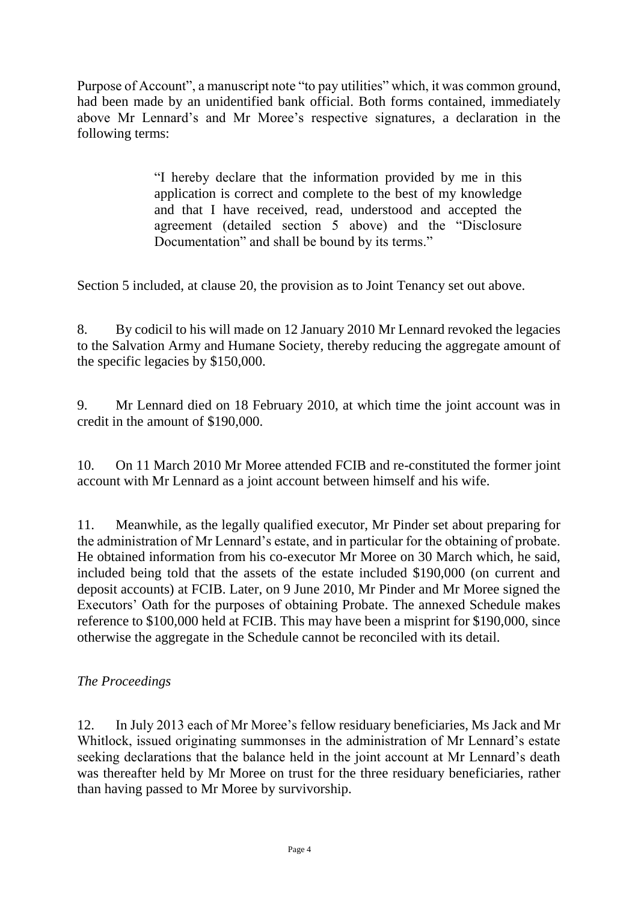Purpose of Account", a manuscript note "to pay utilities" which, it was common ground, had been made by an unidentified bank official. Both forms contained, immediately above Mr Lennard's and Mr Moree's respective signatures, a declaration in the following terms:

> "I hereby declare that the information provided by me in this application is correct and complete to the best of my knowledge and that I have received, read, understood and accepted the agreement (detailed section 5 above) and the "Disclosure Documentation" and shall be bound by its terms."

Section 5 included, at clause 20, the provision as to Joint Tenancy set out above.

8. By codicil to his will made on 12 January 2010 Mr Lennard revoked the legacies to the Salvation Army and Humane Society, thereby reducing the aggregate amount of the specific legacies by $150,000.

9. Mr Lennard died on 18 February 2010, at which time the joint account was in credit in the amount of $190,000.

10. On 11 March 2010 Mr Moree attended FCIB and re-constituted the former joint account with Mr Lennard as a joint account between himself and his wife.

11. Meanwhile, as the legally qualified executor, Mr Pinder set about preparing for the administration of Mr Lennard's estate, and in particular for the obtaining of probate. He obtained information from his co-executor Mr Moree on 30 March which, he said, included being told that the assets of the estate included $190,000 (on current and deposit accounts) at FCIB. Later, on 9 June 2010, Mr Pinder and Mr Moree signed the Executors' Oath for the purposes of obtaining Probate. The annexed Schedule makes reference to $100,000 held at FCIB. This may have been a misprint for $190,000, since otherwise the aggregate in the Schedule cannot be reconciled with its detail.

*The Proceedings*

12. In July 2013 each of Mr Moree's fellow residuary beneficiaries, Ms Jack and Mr Whitlock, issued originating summonses in the administration of Mr Lennard's estate seeking declarations that the balance held in the joint account at Mr Lennard's death was thereafter held by Mr Moree on trust for the three residuary beneficiaries, rather than having passed to Mr Moree by survivorship.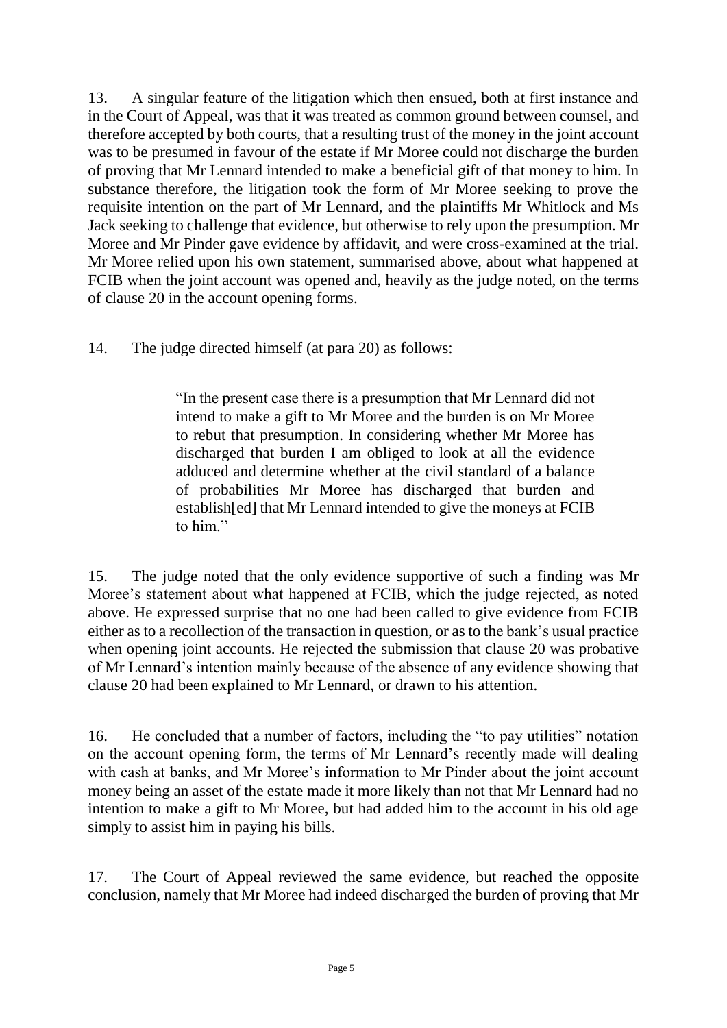13. A singular feature of the litigation which then ensued, both at first instance and in the Court of Appeal, was that it was treated as common ground between counsel, and therefore accepted by both courts, that a resulting trust of the money in the joint account was to be presumed in favour of the estate if Mr Moree could not discharge the burden of proving that Mr Lennard intended to make a beneficial gift of that money to him. In substance therefore, the litigation took the form of Mr Moree seeking to prove the requisite intention on the part of Mr Lennard, and the plaintiffs Mr Whitlock and Ms Jack seeking to challenge that evidence, but otherwise to rely upon the presumption. Mr Moree and Mr Pinder gave evidence by affidavit, and were cross-examined at the trial. Mr Moree relied upon his own statement, summarised above, about what happened at FCIB when the joint account was opened and, heavily as the judge noted, on the terms of clause 20 in the account opening forms.

14. The judge directed himself (at para 20) as follows:

> "In the present case there is a presumption that Mr Lennard did not intend to make a gift to Mr Moree and the burden is on Mr Moree to rebut that presumption. In considering whether Mr Moree has discharged that burden I am obliged to look at all the evidence adduced and determine whether at the civil standard of a balance of probabilities Mr Moree has discharged that burden and establish[ed] that Mr Lennard intended to give the moneys at FCIB to him."

15. The judge noted that the only evidence supportive of such a finding was Mr Moree's statement about what happened at FCIB, which the judge rejected, as noted above. He expressed surprise that no one had been called to give evidence from FCIB either as to a recollection of the transaction in question, or as to the bank's usual practice when opening joint accounts. He rejected the submission that clause 20 was probative of Mr Lennard's intention mainly because of the absence of any evidence showing that clause 20 had been explained to Mr Lennard, or drawn to his attention.

16. He concluded that a number of factors, including the "to pay utilities" notation on the account opening form, the terms of Mr Lennard's recently made will dealing with cash at banks, and Mr Moree's information to Mr Pinder about the joint account money being an asset of the estate made it more likely than not that Mr Lennard had no intention to make a gift to Mr Moree, but had added him to the account in his old age simply to assist him in paying his bills.

17. The Court of Appeal reviewed the same evidence, but reached the opposite conclusion, namely that Mr Moree had indeed discharged the burden of proving that Mr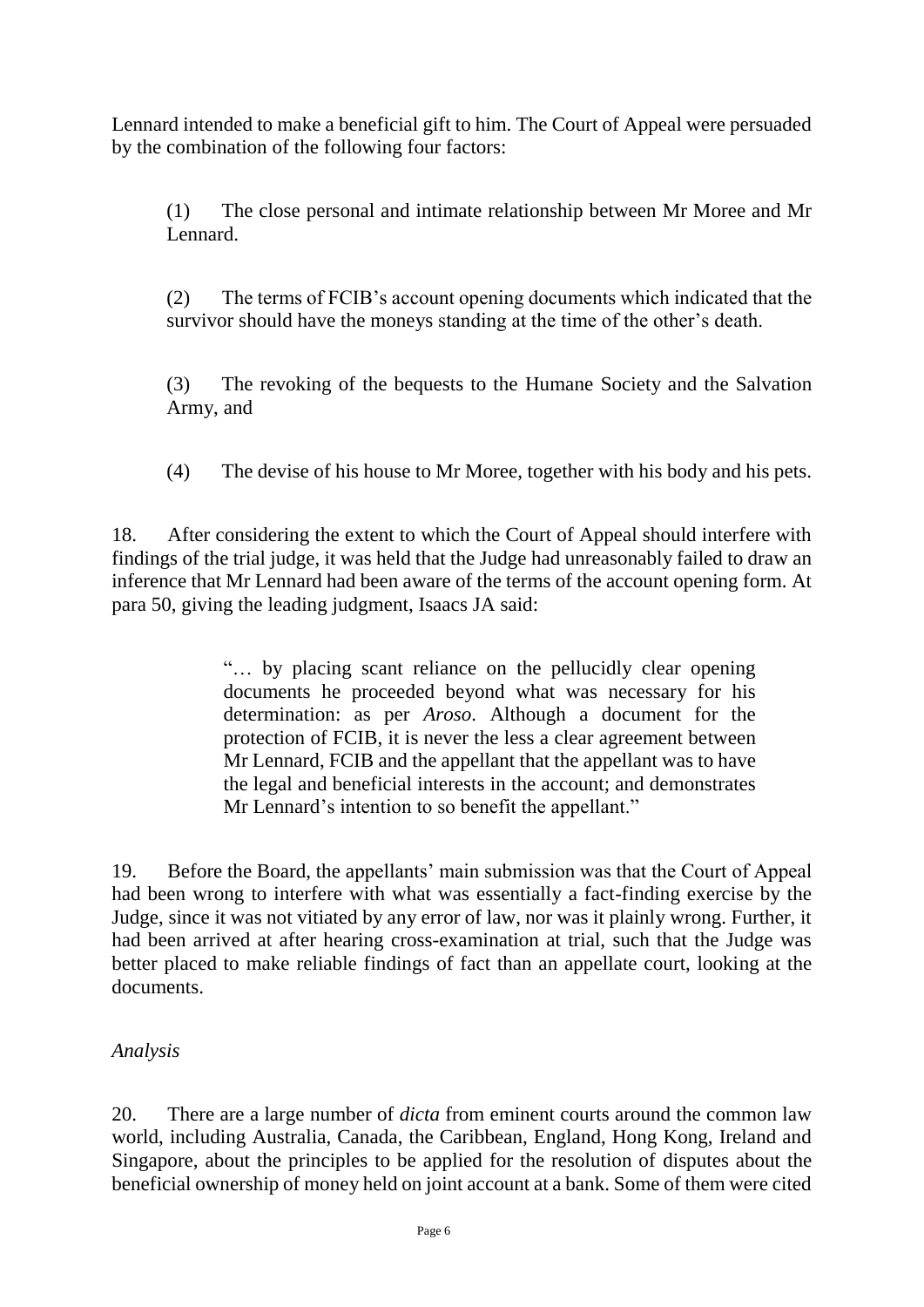Lennard intended to make a beneficial gift to him. The Court of Appeal were persuaded by the combination of the following four factors:

(1) The close personal and intimate relationship between Mr Moree and Mr Lennard.

(2) The terms of FCIB's account opening documents which indicated that the survivor should have the moneys standing at the time of the other's death.

(3) The revoking of the bequests to the Humane Society and the Salvation Army, and

(4) The devise of his house to Mr Moree, together with his body and his pets.

18. After considering the extent to which the Court of Appeal should interfere with findings of the trial judge, it was held that the Judge had unreasonably failed to draw an inference that Mr Lennard had been aware of the terms of the account opening form. At para 50, giving the leading judgment, Isaacs JA said:

> "… by placing scant reliance on the pellucidly clear opening documents he proceeded beyond what was necessary for his determination: as per *Aroso*. Although a document for the protection of FCIB, it is never the less a clear agreement between Mr Lennard, FCIB and the appellant that the appellant was to have the legal and beneficial interests in the account; and demonstrates Mr Lennard's intention to so benefit the appellant."

19. Before the Board, the appellants' main submission was that the Court of Appeal had been wrong to interfere with what was essentially a fact-finding exercise by the Judge, since it was not vitiated by any error of law, nor was it plainly wrong. Further, it had been arrived at after hearing cross-examination at trial, such that the Judge was better placed to make reliable findings of fact than an appellate court, looking at the documents.

*Analysis*

20. There are a large number of *dicta* from eminent courts around the common law world, including Australia, Canada, the Caribbean, England, Hong Kong, Ireland and Singapore, about the principles to be applied for the resolution of disputes about the beneficial ownership of money held on joint account at a bank. Some of them were cited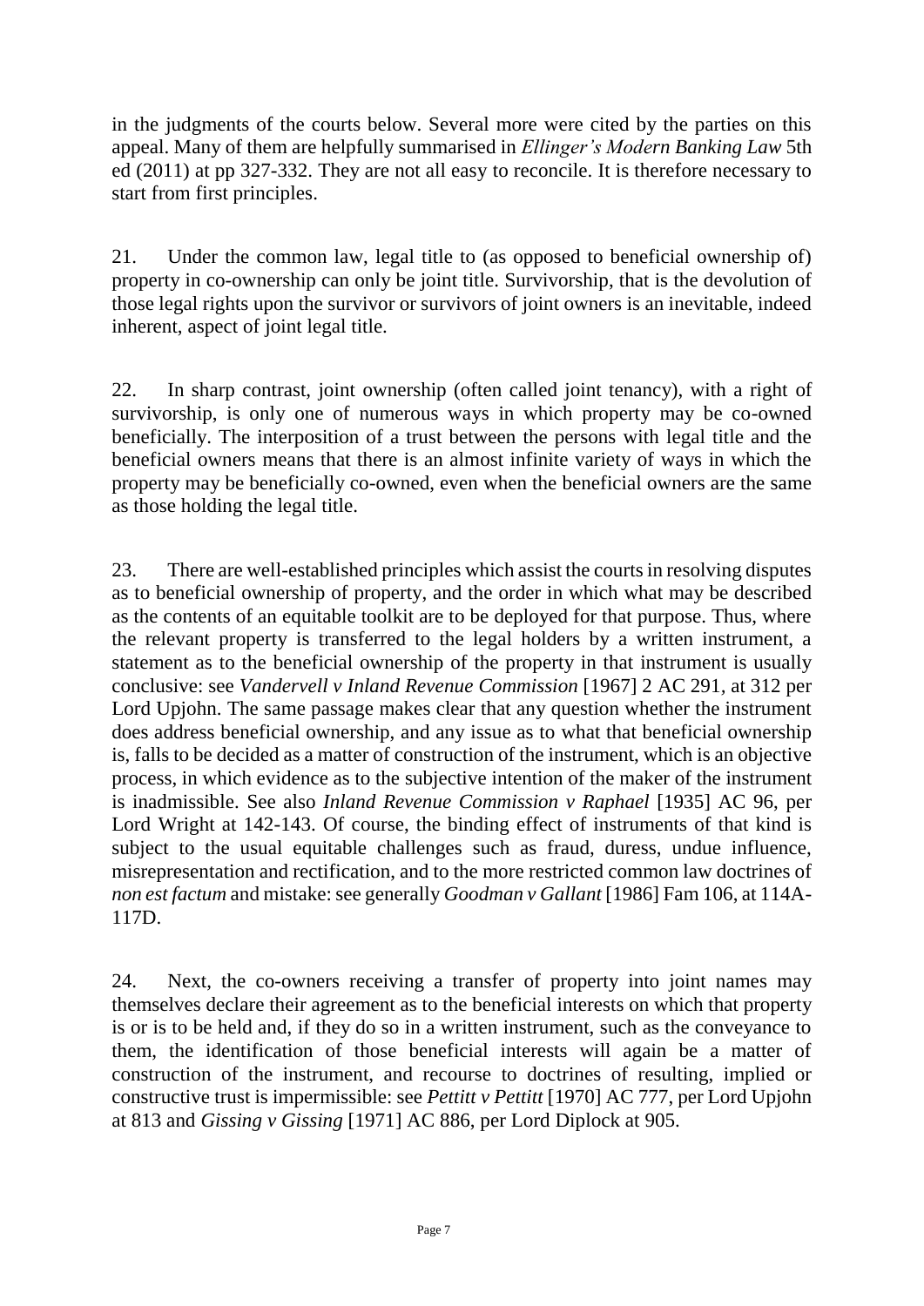in the judgments of the courts below. Several more were cited by the parties on this appeal. Many of them are helpfully summarised in *Ellinger's Modern Banking Law* 5th ed (2011) at pp 327-332. They are not all easy to reconcile. It is therefore necessary to start from first principles.

21. Under the common law, legal title to (as opposed to beneficial ownership of) property in co-ownership can only be joint title. Survivorship, that is the devolution of those legal rights upon the survivor or survivors of joint owners is an inevitable, indeed inherent, aspect of joint legal title.

22. In sharp contrast, joint ownership (often called joint tenancy), with a right of survivorship, is only one of numerous ways in which property may be co-owned beneficially. The interposition of a trust between the persons with legal title and the beneficial owners means that there is an almost infinite variety of ways in which the property may be beneficially co-owned, even when the beneficial owners are the same as those holding the legal title.

23. There are well-established principles which assist the courts in resolving disputes as to beneficial ownership of property, and the order in which what may be described as the contents of an equitable toolkit are to be deployed for that purpose. Thus, where the relevant property is transferred to the legal holders by a written instrument, a statement as to the beneficial ownership of the property in that instrument is usually conclusive: see *Vandervell v Inland Revenue Commission* [1967] 2 AC 291, at 312 per Lord Upjohn. The same passage makes clear that any question whether the instrument does address beneficial ownership, and any issue as to what that beneficial ownership is, falls to be decided as a matter of construction of the instrument, which is an objective process, in which evidence as to the subjective intention of the maker of the instrument is inadmissible. See also *Inland Revenue Commission v Raphael* [1935] AC 96, per Lord Wright at 142-143. Of course, the binding effect of instruments of that kind is subject to the usual equitable challenges such as fraud, duress, undue influence, misrepresentation and rectification, and to the more restricted common law doctrines of *non est factum* and mistake: see generally *Goodman v Gallant* [1986] Fam 106, at 114A-117D.

24. Next, the co-owners receiving a transfer of property into joint names may themselves declare their agreement as to the beneficial interests on which that property is or is to be held and, if they do so in a written instrument, such as the conveyance to them, the identification of those beneficial interests will again be a matter of construction of the instrument, and recourse to doctrines of resulting, implied or constructive trust is impermissible: see *Pettitt v Pettitt* [1970] AC 777, per Lord Upjohn at 813 and *Gissing v Gissing* [1971] AC 886, per Lord Diplock at 905.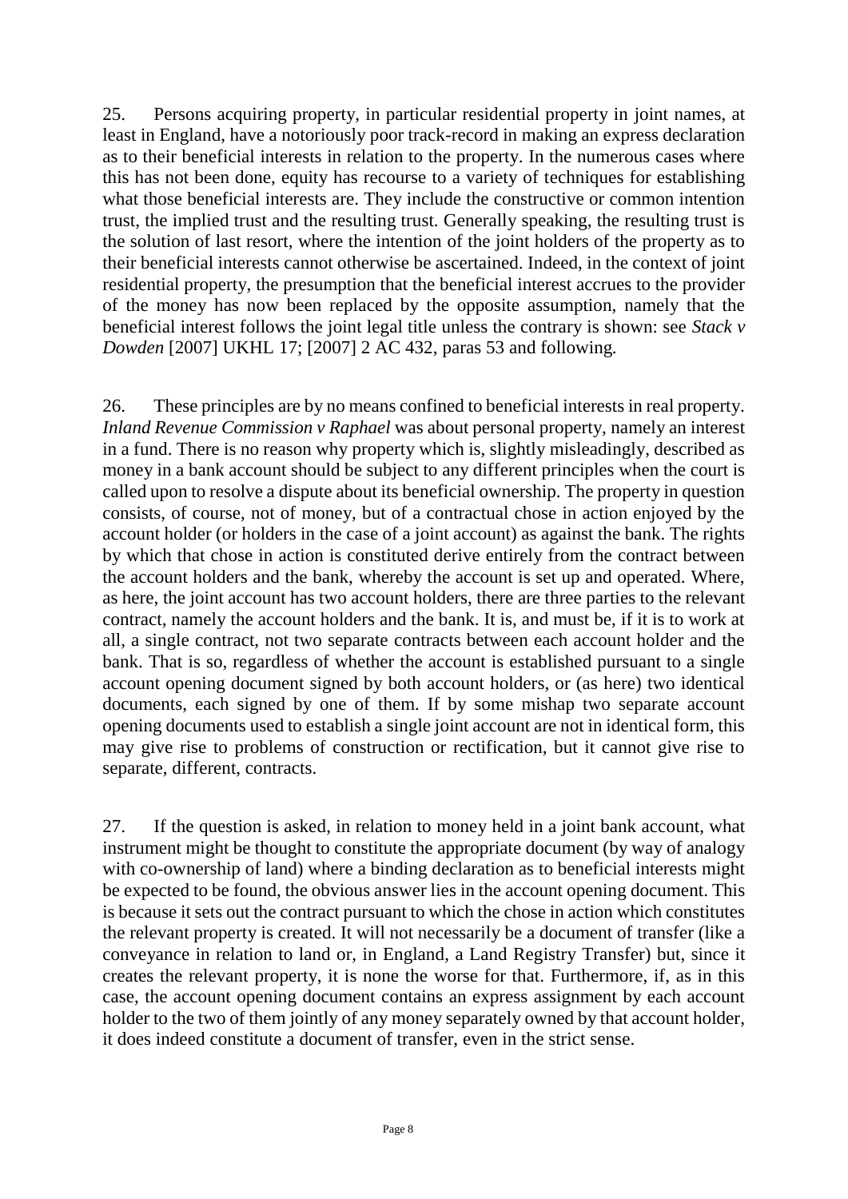25. Persons acquiring property, in particular residential property in joint names, at least in England, have a notoriously poor track-record in making an express declaration as to their beneficial interests in relation to the property. In the numerous cases where this has not been done, equity has recourse to a variety of techniques for establishing what those beneficial interests are. They include the constructive or common intention trust, the implied trust and the resulting trust. Generally speaking, the resulting trust is the solution of last resort, where the intention of the joint holders of the property as to their beneficial interests cannot otherwise be ascertained. Indeed, in the context of joint residential property, the presumption that the beneficial interest accrues to the provider of the money has now been replaced by the opposite assumption, namely that the beneficial interest follows the joint legal title unless the contrary is shown: see *Stack v Dowden* [2007] UKHL 17; [2007] 2 AC 432, paras 53 and following.

26. These principles are by no means confined to beneficial interests in real property. *Inland Revenue Commission v Raphael* was about personal property, namely an interest in a fund. There is no reason why property which is, slightly misleadingly, described as money in a bank account should be subject to any different principles when the court is called upon to resolve a dispute about its beneficial ownership. The property in question consists, of course, not of money, but of a contractual chose in action enjoyed by the account holder (or holders in the case of a joint account) as against the bank. The rights by which that chose in action is constituted derive entirely from the contract between the account holders and the bank, whereby the account is set up and operated. Where, as here, the joint account has two account holders, there are three parties to the relevant contract, namely the account holders and the bank. It is, and must be, if it is to work at all, a single contract, not two separate contracts between each account holder and the bank. That is so, regardless of whether the account is established pursuant to a single account opening document signed by both account holders, or (as here) two identical documents, each signed by one of them. If by some mishap two separate account opening documents used to establish a single joint account are not in identical form, this may give rise to problems of construction or rectification, but it cannot give rise to separate, different, contracts.

27. If the question is asked, in relation to money held in a joint bank account, what instrument might be thought to constitute the appropriate document (by way of analogy with co-ownership of land) where a binding declaration as to beneficial interests might be expected to be found, the obvious answer lies in the account opening document. This is because it sets out the contract pursuant to which the chose in action which constitutes the relevant property is created. It will not necessarily be a document of transfer (like a conveyance in relation to land or, in England, a Land Registry Transfer) but, since it creates the relevant property, it is none the worse for that. Furthermore, if, as in this case, the account opening document contains an express assignment by each account holder to the two of them jointly of any money separately owned by that account holder, it does indeed constitute a document of transfer, even in the strict sense.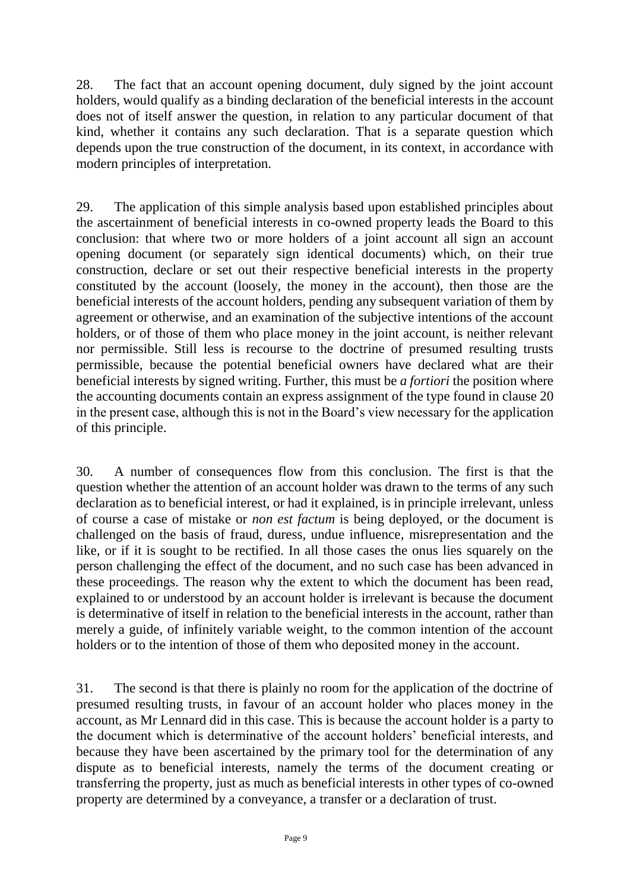28. The fact that an account opening document, duly signed by the joint account holders, would qualify as a binding declaration of the beneficial interests in the account does not of itself answer the question, in relation to any particular document of that kind, whether it contains any such declaration. That is a separate question which depends upon the true construction of the document, in its context, in accordance with modern principles of interpretation.

29. The application of this simple analysis based upon established principles about the ascertainment of beneficial interests in co-owned property leads the Board to this conclusion: that where two or more holders of a joint account all sign an account opening document (or separately sign identical documents) which, on their true construction, declare or set out their respective beneficial interests in the property constituted by the account (loosely, the money in the account), then those are the beneficial interests of the account holders, pending any subsequent variation of them by agreement or otherwise, and an examination of the subjective intentions of the account holders, or of those of them who place money in the joint account, is neither relevant nor permissible. Still less is recourse to the doctrine of presumed resulting trusts permissible, because the potential beneficial owners have declared what are their beneficial interests by signed writing. Further, this must be *a fortiori* the position where the accounting documents contain an express assignment of the type found in clause 20 in the present case, although this is not in the Board's view necessary for the application of this principle.

30. A number of consequences flow from this conclusion. The first is that the question whether the attention of an account holder was drawn to the terms of any such declaration as to beneficial interest, or had it explained, is in principle irrelevant, unless of course a case of mistake or *non est factum* is being deployed, or the document is challenged on the basis of fraud, duress, undue influence, misrepresentation and the like, or if it is sought to be rectified. In all those cases the onus lies squarely on the person challenging the effect of the document, and no such case has been advanced in these proceedings. The reason why the extent to which the document has been read, explained to or understood by an account holder is irrelevant is because the document is determinative of itself in relation to the beneficial interests in the account, rather than merely a guide, of infinitely variable weight, to the common intention of the account holders or to the intention of those of them who deposited money in the account.

31. The second is that there is plainly no room for the application of the doctrine of presumed resulting trusts, in favour of an account holder who places money in the account, as Mr Lennard did in this case. This is because the account holder is a party to the document which is determinative of the account holders' beneficial interests, and because they have been ascertained by the primary tool for the determination of any dispute as to beneficial interests, namely the terms of the document creating or transferring the property, just as much as beneficial interests in other types of co-owned property are determined by a conveyance, a transfer or a declaration of trust.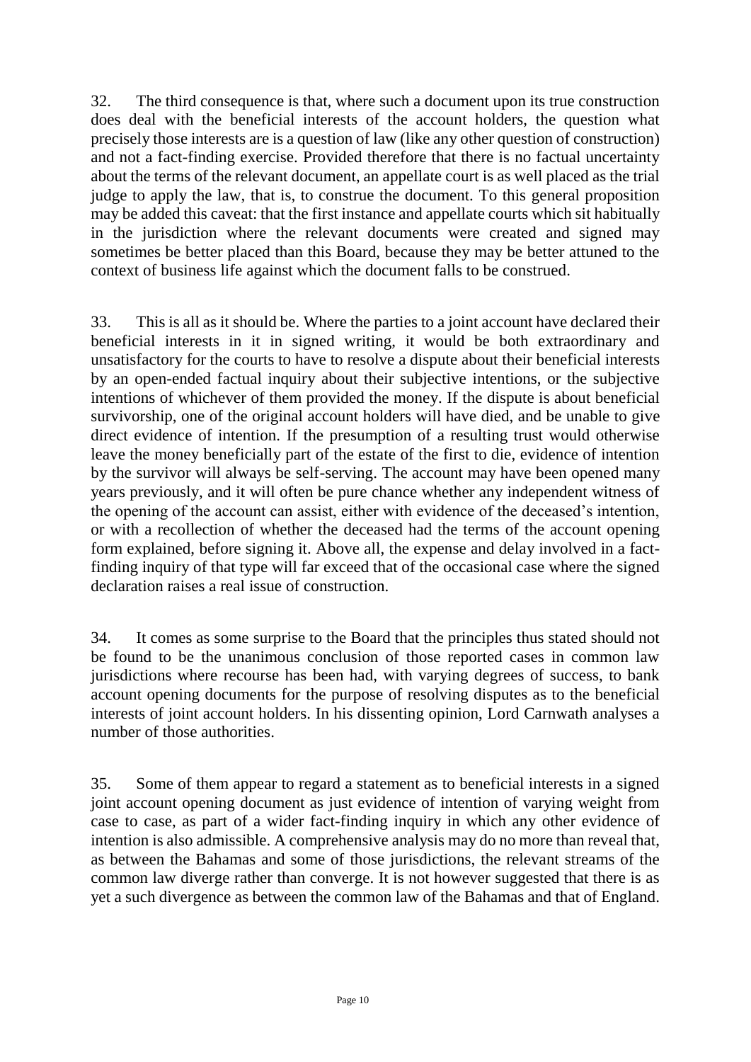32. The third consequence is that, where such a document upon its true construction does deal with the beneficial interests of the account holders, the question what precisely those interests are is a question of law (like any other question of construction) and not a fact-finding exercise. Provided therefore that there is no factual uncertainty about the terms of the relevant document, an appellate court is as well placed as the trial judge to apply the law, that is, to construe the document. To this general proposition may be added this caveat: that the first instance and appellate courts which sit habitually in the jurisdiction where the relevant documents were created and signed may sometimes be better placed than this Board, because they may be better attuned to the context of business life against which the document falls to be construed.

33. This is all as it should be. Where the parties to a joint account have declared their beneficial interests in it in signed writing, it would be both extraordinary and unsatisfactory for the courts to have to resolve a dispute about their beneficial interests by an open-ended factual inquiry about their subjective intentions, or the subjective intentions of whichever of them provided the money. If the dispute is about beneficial survivorship, one of the original account holders will have died, and be unable to give direct evidence of intention. If the presumption of a resulting trust would otherwise leave the money beneficially part of the estate of the first to die, evidence of intention by the survivor will always be self-serving. The account may have been opened many years previously, and it will often be pure chance whether any independent witness of the opening of the account can assist, either with evidence of the deceased's intention, or with a recollection of whether the deceased had the terms of the account opening form explained, before signing it. Above all, the expense and delay involved in a fact-finding inquiry of that type will far exceed that of the occasional case where the signed declaration raises a real issue of construction.

34. It comes as some surprise to the Board that the principles thus stated should not be found to be the unanimous conclusion of those reported cases in common law jurisdictions where recourse has been had, with varying degrees of success, to bank account opening documents for the purpose of resolving disputes as to the beneficial interests of joint account holders. In his dissenting opinion, Lord Carnwath analyses a number of those authorities.

35. Some of them appear to regard a statement as to beneficial interests in a signed joint account opening document as just evidence of intention of varying weight from case to case, as part of a wider fact-finding inquiry in which any other evidence of intention is also admissible. A comprehensive analysis may do no more than reveal that, as between the Bahamas and some of those jurisdictions, the relevant streams of the common law diverge rather than converge. It is not however suggested that there is as yet a such divergence as between the common law of the Bahamas and that of England.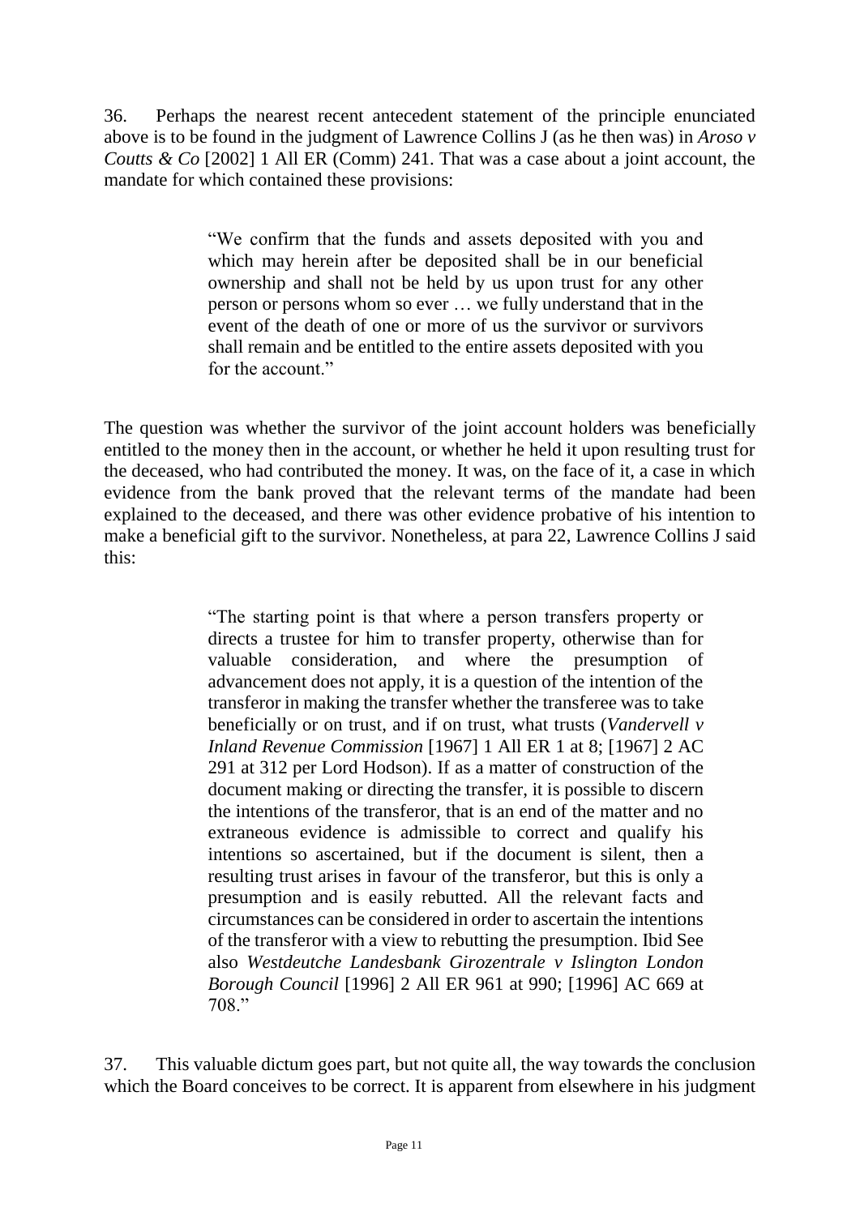36. Perhaps the nearest recent antecedent statement of the principle enunciated above is to be found in the judgment of Lawrence Collins J (as he then was) in *Aroso v Coutts & Co* [2002] 1 All ER (Comm) 241. That was a case about a joint account, the mandate for which contained these provisions:

> "We confirm that the funds and assets deposited with you and which may herein after be deposited shall be in our beneficial ownership and shall not be held by us upon trust for any other person or persons whom so ever … we fully understand that in the event of the death of one or more of us the survivor or survivors shall remain and be entitled to the entire assets deposited with you for the account."

The question was whether the survivor of the joint account holders was beneficially entitled to the money then in the account, or whether he held it upon resulting trust for the deceased, who had contributed the money. It was, on the face of it, a case in which evidence from the bank proved that the relevant terms of the mandate had been explained to the deceased, and there was other evidence probative of his intention to make a beneficial gift to the survivor. Nonetheless, at para 22, Lawrence Collins J said this:

> "The starting point is that where a person transfers property or directs a trustee for him to transfer property, otherwise than for valuable consideration, and where the presumption of advancement does not apply, it is a question of the intention of the transferor in making the transfer whether the transferee was to take beneficially or on trust, and if on trust, what trusts (*Vandervell v Inland Revenue Commission* [1967] 1 All ER 1 at 8; [1967] 2 AC 291 at 312 per Lord Hodson). If as a matter of construction of the document making or directing the transfer, it is possible to discern the intentions of the transferor, that is an end of the matter and no extraneous evidence is admissible to correct and qualify his intentions so ascertained, but if the document is silent, then a resulting trust arises in favour of the transferor, but this is only a presumption and is easily rebutted. All the relevant facts and circumstances can be considered in order to ascertain the intentions of the transferor with a view to rebutting the presumption. Ibid See also *Westdeutche Landesbank Girozentrale v Islington London Borough Council* [1996] 2 All ER 961 at 990; [1996] AC 669 at 708."

37. This valuable dictum goes part, but not quite all, the way towards the conclusion which the Board conceives to be correct. It is apparent from elsewhere in his judgment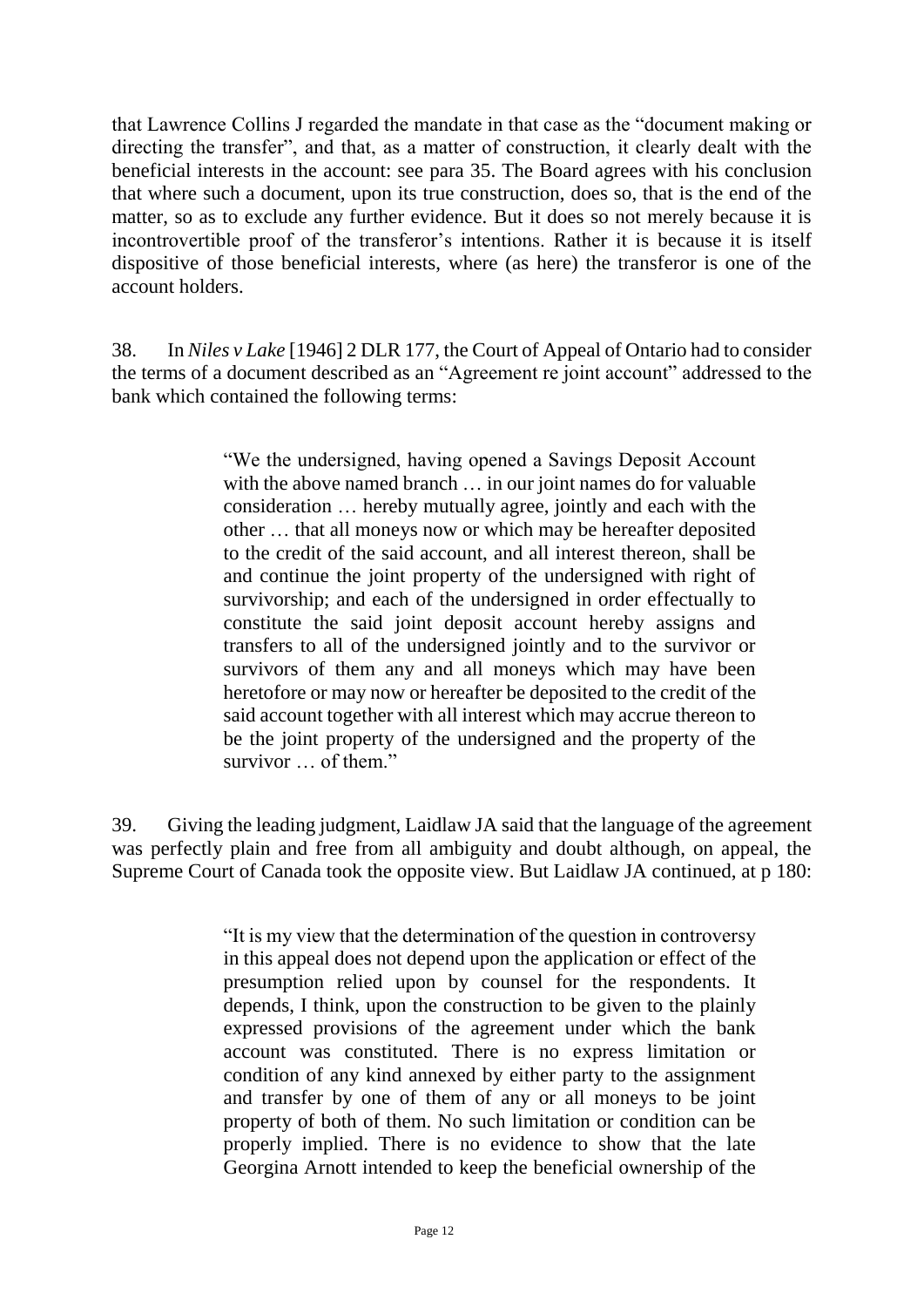that Lawrence Collins J regarded the mandate in that case as the "document making or directing the transfer", and that, as a matter of construction, it clearly dealt with the beneficial interests in the account: see para 35. The Board agrees with his conclusion that where such a document, upon its true construction, does so, that is the end of the matter, so as to exclude any further evidence. But it does so not merely because it is incontrovertible proof of the transferor's intentions. Rather it is because it is itself dispositive of those beneficial interests, where (as here) the transferor is one of the account holders.

38. In *Niles v Lake* [1946] 2 DLR 177, the Court of Appeal of Ontario had to consider the terms of a document described as an "Agreement re joint account" addressed to the bank which contained the following terms:

> "We the undersigned, having opened a Savings Deposit Account with the above named branch … in our joint names do for valuable consideration … hereby mutually agree, jointly and each with the other … that all moneys now or which may be hereafter deposited to the credit of the said account, and all interest thereon, shall be and continue the joint property of the undersigned with right of survivorship; and each of the undersigned in order effectually to constitute the said joint deposit account hereby assigns and transfers to all of the undersigned jointly and to the survivor or survivors of them any and all moneys which may have been heretofore or may now or hereafter be deposited to the credit of the said account together with all interest which may accrue thereon to be the joint property of the undersigned and the property of the survivor … of them."

39. Giving the leading judgment, Laidlaw JA said that the language of the agreement was perfectly plain and free from all ambiguity and doubt although, on appeal, the Supreme Court of Canada took the opposite view. But Laidlaw JA continued, at p 180:

> "It is my view that the determination of the question in controversy in this appeal does not depend upon the application or effect of the presumption relied upon by counsel for the respondents. It depends, I think, upon the construction to be given to the plainly expressed provisions of the agreement under which the bank account was constituted. There is no express limitation or condition of any kind annexed by either party to the assignment and transfer by one of them of any or all moneys to be joint property of both of them. No such limitation or condition can be properly implied. There is no evidence to show that the late Georgina Arnott intended to keep the beneficial ownership of the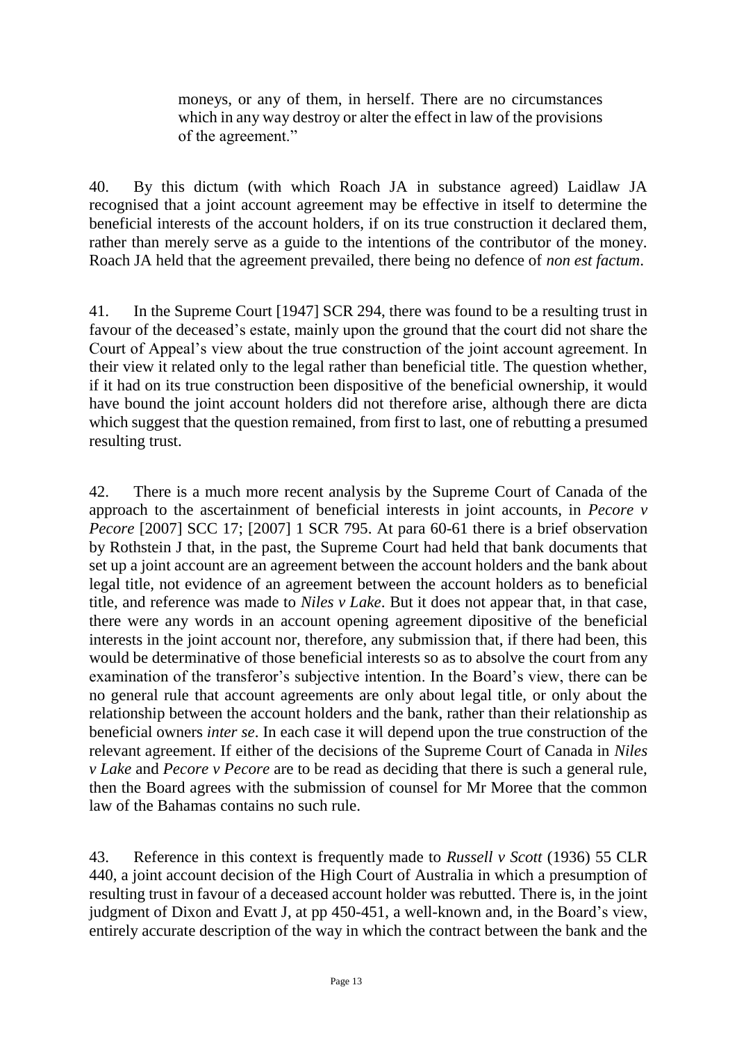> moneys, or any of them, in herself. There are no circumstances which in any way destroy or alter the effect in law of the provisions of the agreement."

40. By this dictum (with which Roach JA in substance agreed) Laidlaw JA recognised that a joint account agreement may be effective in itself to determine the beneficial interests of the account holders, if on its true construction it declared them, rather than merely serve as a guide to the intentions of the contributor of the money. Roach JA held that the agreement prevailed, there being no defence of *non est factum*.

41. In the Supreme Court [1947] SCR 294, there was found to be a resulting trust in favour of the deceased's estate, mainly upon the ground that the court did not share the Court of Appeal's view about the true construction of the joint account agreement. In their view it related only to the legal rather than beneficial title. The question whether, if it had on its true construction been dispositive of the beneficial ownership, it would have bound the joint account holders did not therefore arise, although there are dicta which suggest that the question remained, from first to last, one of rebutting a presumed resulting trust.

42. There is a much more recent analysis by the Supreme Court of Canada of the approach to the ascertainment of beneficial interests in joint accounts, in *Pecore v Pecore* [2007] SCC 17; [2007] 1 SCR 795. At para 60-61 there is a brief observation by Rothstein J that, in the past, the Supreme Court had held that bank documents that set up a joint account are an agreement between the account holders and the bank about legal title, not evidence of an agreement between the account holders as to beneficial title, and reference was made to *Niles v Lake*. But it does not appear that, in that case, there were any words in an account opening agreement dipositive of the beneficial interests in the joint account nor, therefore, any submission that, if there had been, this would be determinative of those beneficial interests so as to absolve the court from any examination of the transferor's subjective intention. In the Board's view, there can be no general rule that account agreements are only about legal title, or only about the relationship between the account holders and the bank, rather than their relationship as beneficial owners *inter se*. In each case it will depend upon the true construction of the relevant agreement. If either of the decisions of the Supreme Court of Canada in *Niles v Lake* and *Pecore v Pecore* are to be read as deciding that there is such a general rule, then the Board agrees with the submission of counsel for Mr Moree that the common law of the Bahamas contains no such rule.

43. Reference in this context is frequently made to *Russell v Scott* (1936) 55 CLR 440, a joint account decision of the High Court of Australia in which a presumption of resulting trust in favour of a deceased account holder was rebutted. There is, in the joint judgment of Dixon and Evatt J, at pp 450-451, a well-known and, in the Board's view, entirely accurate description of the way in which the contract between the bank and the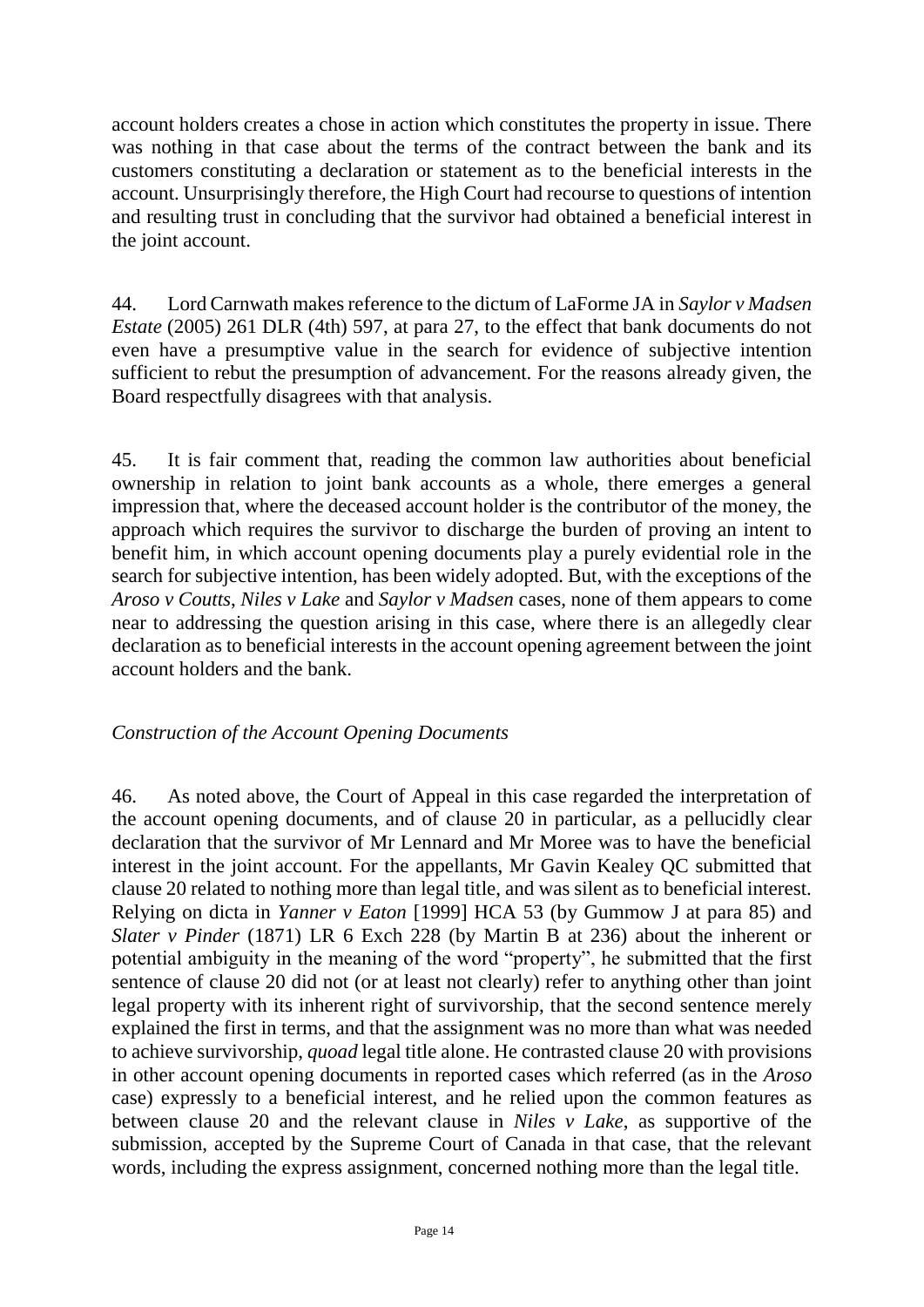account holders creates a chose in action which constitutes the property in issue. There was nothing in that case about the terms of the contract between the bank and its customers constituting a declaration or statement as to the beneficial interests in the account. Unsurprisingly therefore, the High Court had recourse to questions of intention and resulting trust in concluding that the survivor had obtained a beneficial interest in the joint account.

44. Lord Carnwath makes reference to the dictum of LaForme JA in *Saylor v Madsen Estate* (2005) 261 DLR (4th) 597, at para 27, to the effect that bank documents do not even have a presumptive value in the search for evidence of subjective intention sufficient to rebut the presumption of advancement. For the reasons already given, the Board respectfully disagrees with that analysis.

45. It is fair comment that, reading the common law authorities about beneficial ownership in relation to joint bank accounts as a whole, there emerges a general impression that, where the deceased account holder is the contributor of the money, the approach which requires the survivor to discharge the burden of proving an intent to benefit him, in which account opening documents play a purely evidential role in the search for subjective intention, has been widely adopted. But, with the exceptions of the *Aroso v Coutts*, *Niles v Lake* and *Saylor v Madsen* cases, none of them appears to come near to addressing the question arising in this case, where there is an allegedly clear declaration as to beneficial interests in the account opening agreement between the joint account holders and the bank.

*Construction of the Account Opening Documents*

46. As noted above, the Court of Appeal in this case regarded the interpretation of the account opening documents, and of clause 20 in particular, as a pellucidly clear declaration that the survivor of Mr Lennard and Mr Moree was to have the beneficial interest in the joint account. For the appellants, Mr Gavin Kealey QC submitted that clause 20 related to nothing more than legal title, and was silent as to beneficial interest. Relying on dicta in *Yanner v Eaton* [1999] HCA 53 (by Gummow J at para 85) and *Slater v Pinder* (1871) LR 6 Exch 228 (by Martin B at 236) about the inherent or potential ambiguity in the meaning of the word "property", he submitted that the first sentence of clause 20 did not (or at least not clearly) refer to anything other than joint legal property with its inherent right of survivorship, that the second sentence merely explained the first in terms, and that the assignment was no more than what was needed to achieve survivorship, *quoad* legal title alone. He contrasted clause 20 with provisions in other account opening documents in reported cases which referred (as in the *Aroso* case) expressly to a beneficial interest, and he relied upon the common features as between clause 20 and the relevant clause in *Niles v Lake*, as supportive of the submission, accepted by the Supreme Court of Canada in that case, that the relevant words, including the express assignment, concerned nothing more than the legal title.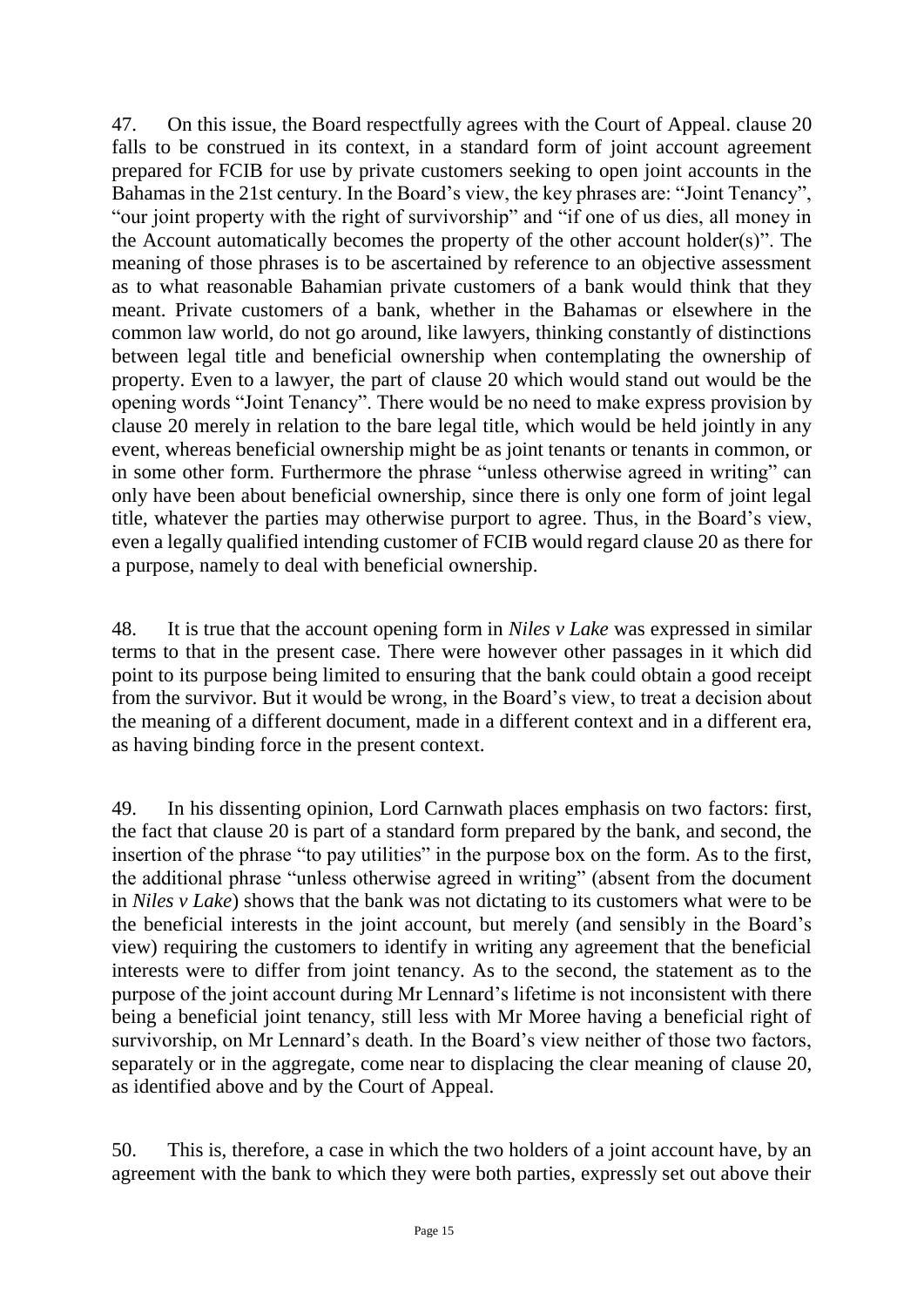47. On this issue, the Board respectfully agrees with the Court of Appeal. clause 20 falls to be construed in its context, in a standard form of joint account agreement prepared for FCIB for use by private customers seeking to open joint accounts in the Bahamas in the 21st century. In the Board's view, the key phrases are: "Joint Tenancy", "our joint property with the right of survivorship" and "if one of us dies, all money in the Account automatically becomes the property of the other account holder(s)". The meaning of those phrases is to be ascertained by reference to an objective assessment as to what reasonable Bahamian private customers of a bank would think that they meant. Private customers of a bank, whether in the Bahamas or elsewhere in the common law world, do not go around, like lawyers, thinking constantly of distinctions between legal title and beneficial ownership when contemplating the ownership of property. Even to a lawyer, the part of clause 20 which would stand out would be the opening words "Joint Tenancy". There would be no need to make express provision by clause 20 merely in relation to the bare legal title, which would be held jointly in any event, whereas beneficial ownership might be as joint tenants or tenants in common, or in some other form. Furthermore the phrase "unless otherwise agreed in writing" can only have been about beneficial ownership, since there is only one form of joint legal title, whatever the parties may otherwise purport to agree. Thus, in the Board's view, even a legally qualified intending customer of FCIB would regard clause 20 as there for a purpose, namely to deal with beneficial ownership.

48. It is true that the account opening form in *Niles v Lake* was expressed in similar terms to that in the present case. There were however other passages in it which did point to its purpose being limited to ensuring that the bank could obtain a good receipt from the survivor. But it would be wrong, in the Board's view, to treat a decision about the meaning of a different document, made in a different context and in a different era, as having binding force in the present context.

49. In his dissenting opinion, Lord Carnwath places emphasis on two factors: first, the fact that clause 20 is part of a standard form prepared by the bank, and second, the insertion of the phrase "to pay utilities" in the purpose box on the form. As to the first, the additional phrase "unless otherwise agreed in writing" (absent from the document in *Niles v Lake*) shows that the bank was not dictating to its customers what were to be the beneficial interests in the joint account, but merely (and sensibly in the Board's view) requiring the customers to identify in writing any agreement that the beneficial interests were to differ from joint tenancy. As to the second, the statement as to the purpose of the joint account during Mr Lennard's lifetime is not inconsistent with there being a beneficial joint tenancy, still less with Mr Moree having a beneficial right of survivorship, on Mr Lennard's death. In the Board's view neither of those two factors, separately or in the aggregate, come near to displacing the clear meaning of clause 20, as identified above and by the Court of Appeal.

50. This is, therefore, a case in which the two holders of a joint account have, by an agreement with the bank to which they were both parties, expressly set out above their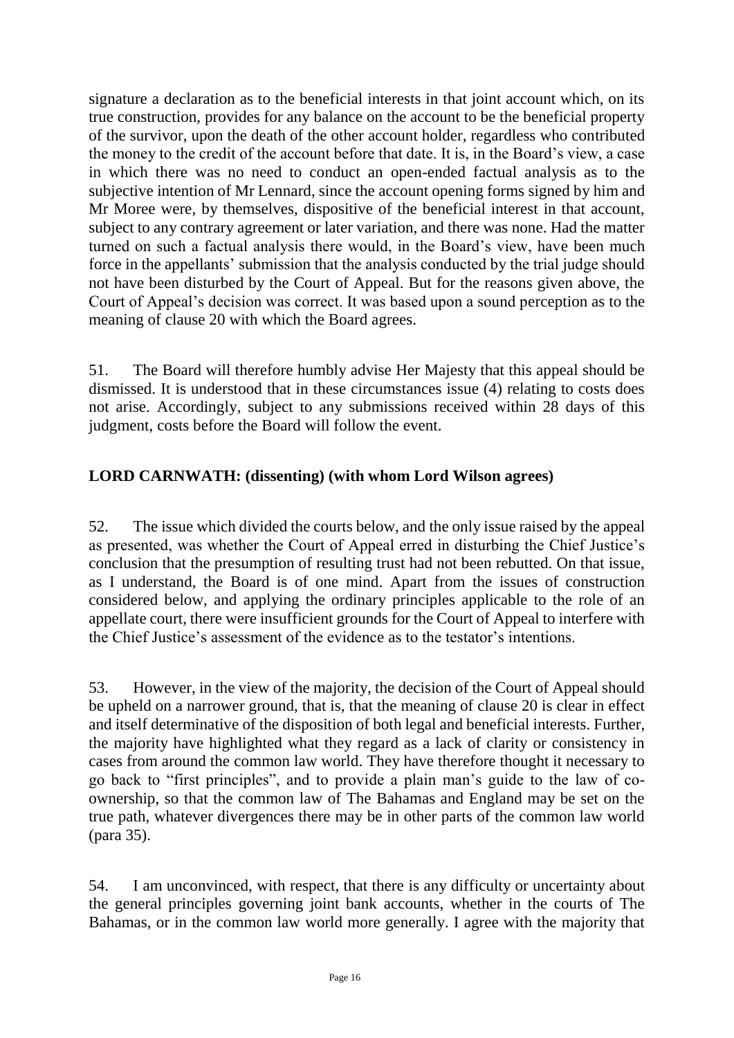signature a declaration as to the beneficial interests in that joint account which, on its true construction, provides for any balance on the account to be the beneficial property of the survivor, upon the death of the other account holder, regardless who contributed the money to the credit of the account before that date. It is, in the Board's view, a case in which there was no need to conduct an open-ended factual analysis as to the subjective intention of Mr Lennard, since the account opening forms signed by him and Mr Moree were, by themselves, dispositive of the beneficial interest in that account, subject to any contrary agreement or later variation, and there was none. Had the matter turned on such a factual analysis there would, in the Board's view, have been much force in the appellants' submission that the analysis conducted by the trial judge should not have been disturbed by the Court of Appeal. But for the reasons given above, the Court of Appeal's decision was correct. It was based upon a sound perception as to the meaning of clause 20 with which the Board agrees.

51. The Board will therefore humbly advise Her Majesty that this appeal should be dismissed. It is understood that in these circumstances issue (4) relating to costs does not arise. Accordingly, subject to any submissions received within 28 days of this judgment, costs before the Board will follow the event.

## LORD CARNWATH: (dissenting) (with whom Lord Wilson agrees)

52. The issue which divided the courts below, and the only issue raised by the appeal as presented, was whether the Court of Appeal erred in disturbing the Chief Justice's conclusion that the presumption of resulting trust had not been rebutted. On that issue, as I understand, the Board is of one mind. Apart from the issues of construction considered below, and applying the ordinary principles applicable to the role of an appellate court, there were insufficient grounds for the Court of Appeal to interfere with the Chief Justice's assessment of the evidence as to the testator's intentions.

53. However, in the view of the majority, the decision of the Court of Appeal should be upheld on a narrower ground, that is, that the meaning of clause 20 is clear in effect and itself determinative of the disposition of both legal and beneficial interests. Further, the majority have highlighted what they regard as a lack of clarity or consistency in cases from around the common law world. They have therefore thought it necessary to go back to "first principles", and to provide a plain man's guide to the law of co-ownership, so that the common law of The Bahamas and England may be set on the true path, whatever divergences there may be in other parts of the common law world (para 35).

54. I am unconvinced, with respect, that there is any difficulty or uncertainty about the general principles governing joint bank accounts, whether in the courts of The Bahamas, or in the common law world more generally. I agree with the majority that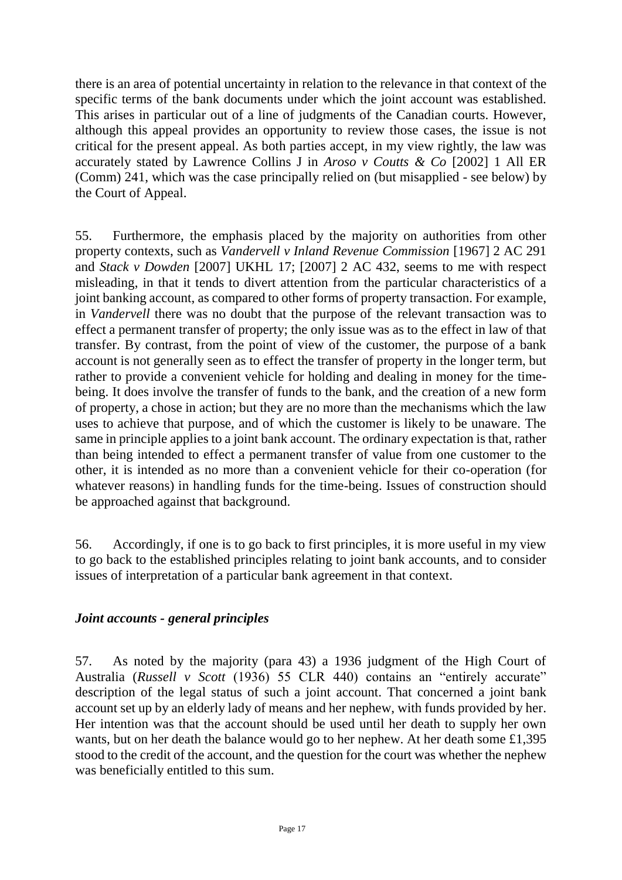there is an area of potential uncertainty in relation to the relevance in that context of the specific terms of the bank documents under which the joint account was established. This arises in particular out of a line of judgments of the Canadian courts. However, although this appeal provides an opportunity to review those cases, the issue is not critical for the present appeal. As both parties accept, in my view rightly, the law was accurately stated by Lawrence Collins J in *Aroso v Coutts & Co* [2002] 1 All ER (Comm) 241, which was the case principally relied on (but misapplied - see below) by the Court of Appeal.

55. Furthermore, the emphasis placed by the majority on authorities from other property contexts, such as *Vandervell v Inland Revenue Commission* [1967] 2 AC 291 and *Stack v Dowden* [2007] UKHL 17; [2007] 2 AC 432, seems to me with respect misleading, in that it tends to divert attention from the particular characteristics of a joint banking account, as compared to other forms of property transaction. For example, in *Vandervell* there was no doubt that the purpose of the relevant transaction was to effect a permanent transfer of property; the only issue was as to the effect in law of that transfer. By contrast, from the point of view of the customer, the purpose of a bank account is not generally seen as to effect the transfer of property in the longer term, but rather to provide a convenient vehicle for holding and dealing in money for the time-being. It does involve the transfer of funds to the bank, and the creation of a new form of property, a chose in action; but they are no more than the mechanisms which the law uses to achieve that purpose, and of which the customer is likely to be unaware. The same in principle applies to a joint bank account. The ordinary expectation is that, rather than being intended to effect a permanent transfer of value from one customer to the other, it is intended as no more than a convenient vehicle for their co-operation (for whatever reasons) in handling funds for the time-being. Issues of construction should be approached against that background.

56. Accordingly, if one is to go back to first principles, it is more useful in my view to go back to the established principles relating to joint bank accounts, and to consider issues of interpretation of a particular bank agreement in that context.

### *Joint accounts - general principles*

57. As noted by the majority (para 43) a 1936 judgment of the High Court of Australia (*Russell v Scott* (1936) 55 CLR 440) contains an "entirely accurate" description of the legal status of such a joint account. That concerned a joint bank account set up by an elderly lady of means and her nephew, with funds provided by her. Her intention was that the account should be used until her death to supply her own wants, but on her death the balance would go to her nephew. At her death some £1,395 stood to the credit of the account, and the question for the court was whether the nephew was beneficially entitled to this sum.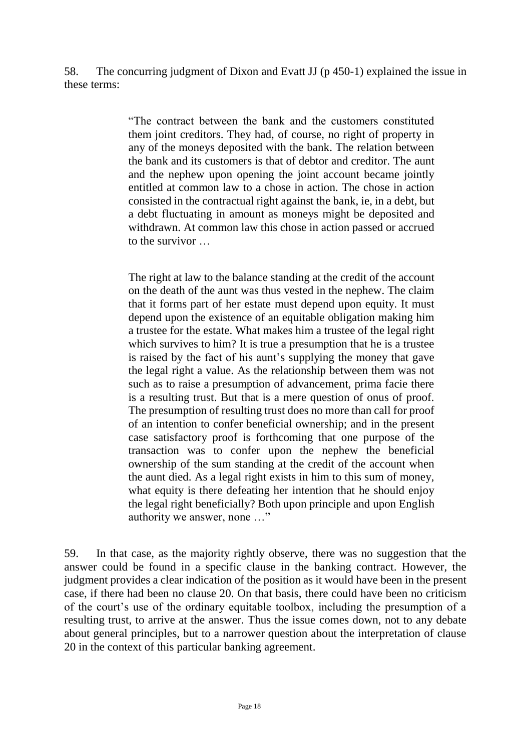58. The concurring judgment of Dixon and Evatt JJ (p 450-1) explained the issue in these terms:

> "The contract between the bank and the customers constituted them joint creditors. They had, of course, no right of property in any of the moneys deposited with the bank. The relation between the bank and its customers is that of debtor and creditor. The aunt and the nephew upon opening the joint account became jointly entitled at common law to a chose in action. The chose in action consisted in the contractual right against the bank, ie, in a debt, but a debt fluctuating in amount as moneys might be deposited and withdrawn. At common law this chose in action passed or accrued to the survivor …
>
> The right at law to the balance standing at the credit of the account on the death of the aunt was thus vested in the nephew. The claim that it forms part of her estate must depend upon equity. It must depend upon the existence of an equitable obligation making him a trustee for the estate. What makes him a trustee of the legal right which survives to him? It is true a presumption that he is a trustee is raised by the fact of his aunt's supplying the money that gave the legal right a value. As the relationship between them was not such as to raise a presumption of advancement, prima facie there is a resulting trust. But that is a mere question of onus of proof. The presumption of resulting trust does no more than call for proof of an intention to confer beneficial ownership; and in the present case satisfactory proof is forthcoming that one purpose of the transaction was to confer upon the nephew the beneficial ownership of the sum standing at the credit of the account when the aunt died. As a legal right exists in him to this sum of money, what equity is there defeating her intention that he should enjoy the legal right beneficially? Both upon principle and upon English authority we answer, none …"

59. In that case, as the majority rightly observe, there was no suggestion that the answer could be found in a specific clause in the banking contract. However, the judgment provides a clear indication of the position as it would have been in the present case, if there had been no clause 20. On that basis, there could have been no criticism of the court's use of the ordinary equitable toolbox, including the presumption of a resulting trust, to arrive at the answer. Thus the issue comes down, not to any debate about general principles, but to a narrower question about the interpretation of clause 20 in the context of this particular banking agreement.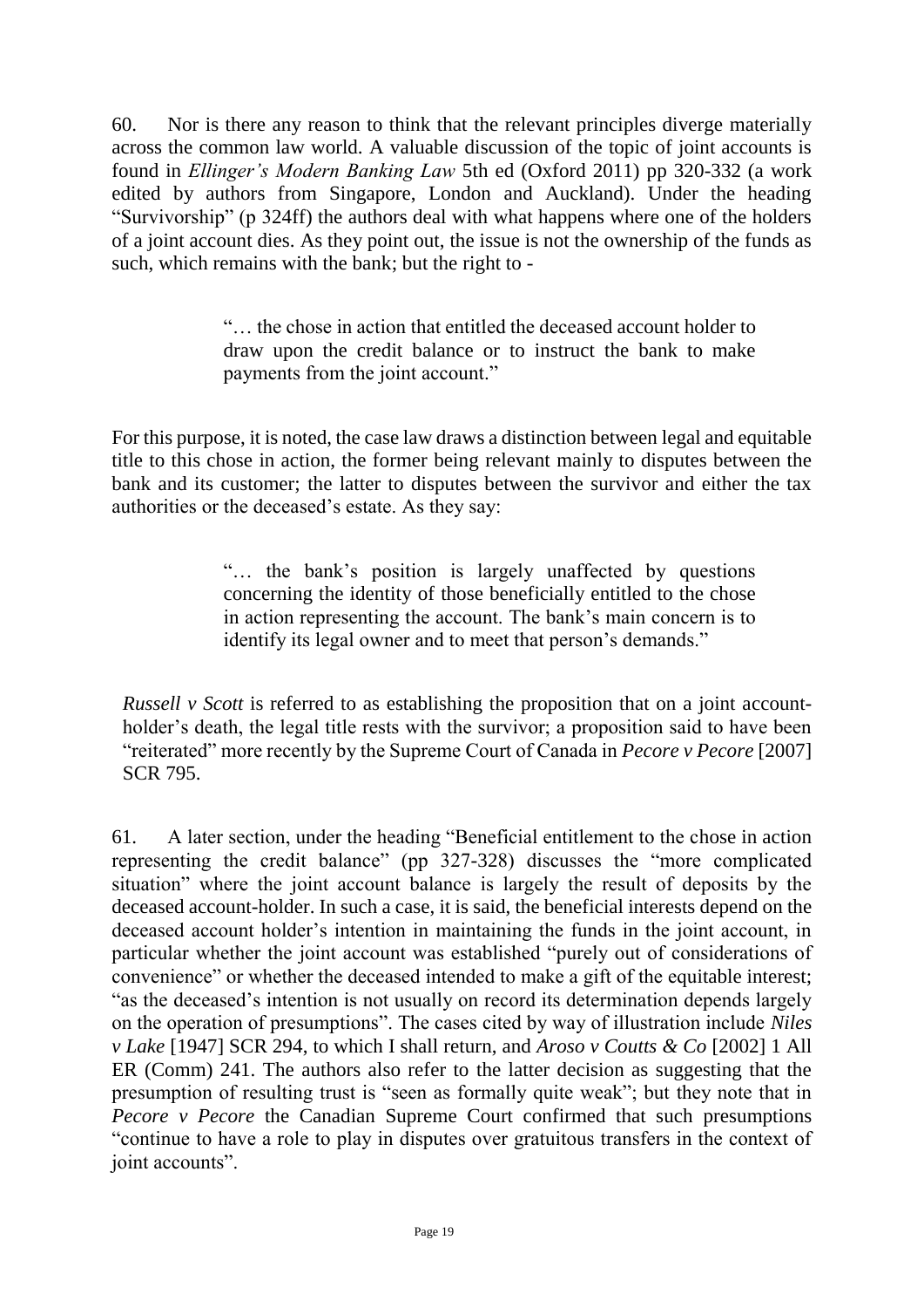60. Nor is there any reason to think that the relevant principles diverge materially across the common law world. A valuable discussion of the topic of joint accounts is found in *Ellinger's Modern Banking Law* 5th ed (Oxford 2011) pp 320-332 (a work edited by authors from Singapore, London and Auckland). Under the heading "Survivorship" (p 324ff) the authors deal with what happens where one of the holders of a joint account dies. As they point out, the issue is not the ownership of the funds as such, which remains with the bank; but the right to -

> "… the chose in action that entitled the deceased account holder to draw upon the credit balance or to instruct the bank to make payments from the joint account."

For this purpose, it is noted, the case law draws a distinction between legal and equitable title to this chose in action, the former being relevant mainly to disputes between the bank and its customer; the latter to disputes between the survivor and either the tax authorities or the deceased's estate. As they say:

> "… the bank's position is largely unaffected by questions concerning the identity of those beneficially entitled to the chose in action representing the account. The bank's main concern is to identify its legal owner and to meet that person's demands."

*Russell v Scott* is referred to as establishing the proposition that on a joint account-holder's death, the legal title rests with the survivor; a proposition said to have been "reiterated" more recently by the Supreme Court of Canada in *Pecore v Pecore* [2007] SCR 795.

61. A later section, under the heading "Beneficial entitlement to the chose in action representing the credit balance" (pp 327-328) discusses the "more complicated situation" where the joint account balance is largely the result of deposits by the deceased account-holder. In such a case, it is said, the beneficial interests depend on the deceased account holder's intention in maintaining the funds in the joint account, in particular whether the joint account was established "purely out of considerations of convenience" or whether the deceased intended to make a gift of the equitable interest; "as the deceased's intention is not usually on record its determination depends largely on the operation of presumptions". The cases cited by way of illustration include *Niles v Lake* [1947] SCR 294, to which I shall return, and *Aroso v Coutts & Co* [2002] 1 All ER (Comm) 241. The authors also refer to the latter decision as suggesting that the presumption of resulting trust is "seen as formally quite weak"; but they note that in *Pecore v Pecore* the Canadian Supreme Court confirmed that such presumptions "continue to have a role to play in disputes over gratuitous transfers in the context of joint accounts".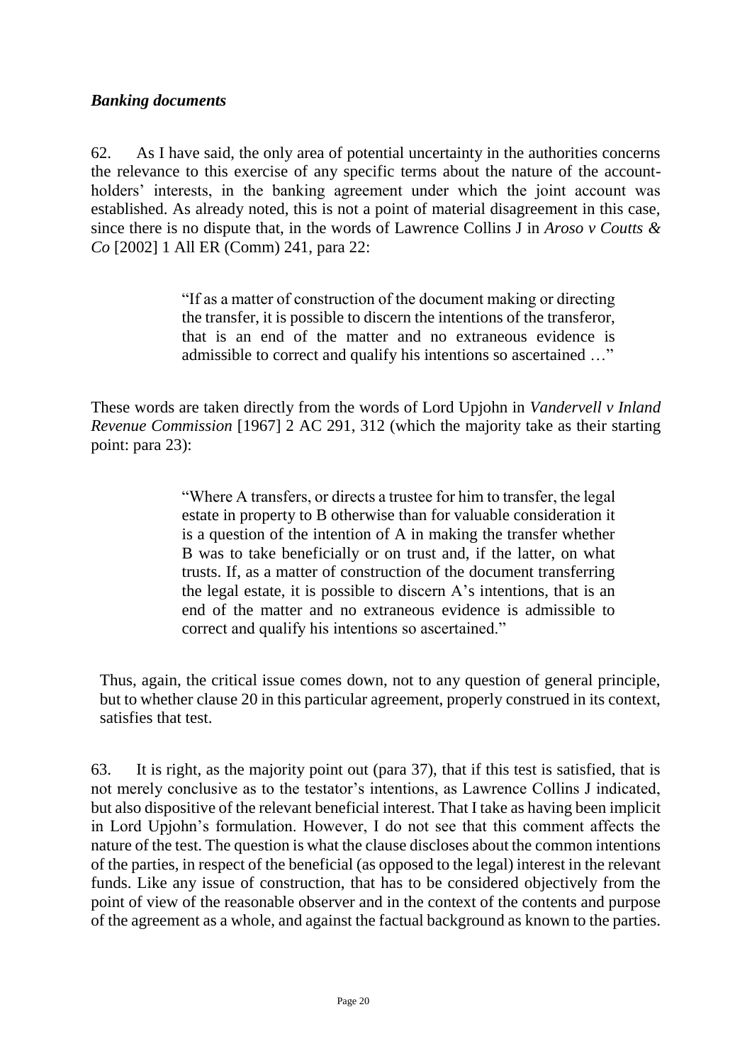### *Banking documents*

62. As I have said, the only area of potential uncertainty in the authorities concerns the relevance to this exercise of any specific terms about the nature of the account-holders' interests, in the banking agreement under which the joint account was established. As already noted, this is not a point of material disagreement in this case, since there is no dispute that, in the words of Lawrence Collins J in *Aroso v Coutts & Co* [2002] 1 All ER (Comm) 241, para 22:

> "If as a matter of construction of the document making or directing the transfer, it is possible to discern the intentions of the transferor, that is an end of the matter and no extraneous evidence is admissible to correct and qualify his intentions so ascertained …"

These words are taken directly from the words of Lord Upjohn in *Vandervell v Inland Revenue Commission* [1967] 2 AC 291, 312 (which the majority take as their starting point: para 23):

> "Where A transfers, or directs a trustee for him to transfer, the legal estate in property to B otherwise than for valuable consideration it is a question of the intention of A in making the transfer whether B was to take beneficially or on trust and, if the latter, on what trusts. If, as a matter of construction of the document transferring the legal estate, it is possible to discern A's intentions, that is an end of the matter and no extraneous evidence is admissible to correct and qualify his intentions so ascertained."

Thus, again, the critical issue comes down, not to any question of general principle, but to whether clause 20 in this particular agreement, properly construed in its context, satisfies that test.

63. It is right, as the majority point out (para 37), that if this test is satisfied, that is not merely conclusive as to the testator's intentions, as Lawrence Collins J indicated, but also dispositive of the relevant beneficial interest. That I take as having been implicit in Lord Upjohn's formulation. However, I do not see that this comment affects the nature of the test. The question is what the clause discloses about the common intentions of the parties, in respect of the beneficial (as opposed to the legal) interest in the relevant funds. Like any issue of construction, that has to be considered objectively from the point of view of the reasonable observer and in the context of the contents and purpose of the agreement as a whole, and against the factual background as known to the parties.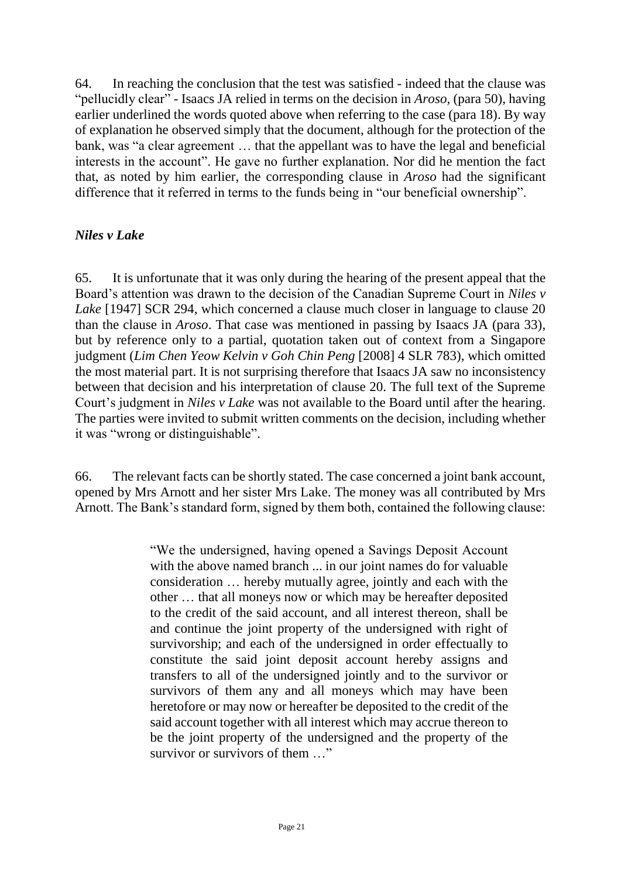64. In reaching the conclusion that the test was satisfied - indeed that the clause was "pellucidly clear" - Isaacs JA relied in terms on the decision in *Aroso*, (para 50), having earlier underlined the words quoted above when referring to the case (para 18). By way of explanation he observed simply that the document, although for the protection of the bank, was "a clear agreement … that the appellant was to have the legal and beneficial interests in the account". He gave no further explanation. Nor did he mention the fact that, as noted by him earlier, the corresponding clause in *Aroso* had the significant difference that it referred in terms to the funds being in "our beneficial ownership".

### *Niles v Lake*

65. It is unfortunate that it was only during the hearing of the present appeal that the Board's attention was drawn to the decision of the Canadian Supreme Court in *Niles v Lake* [1947] SCR 294, which concerned a clause much closer in language to clause 20 than the clause in *Aroso*. That case was mentioned in passing by Isaacs JA (para 33), but by reference only to a partial, quotation taken out of context from a Singapore judgment (*Lim Chen Yeow Kelvin v Goh Chin Peng* [2008] 4 SLR 783), which omitted the most material part. It is not surprising therefore that Isaacs JA saw no inconsistency between that decision and his interpretation of clause 20. The full text of the Supreme Court's judgment in *Niles v Lake* was not available to the Board until after the hearing. The parties were invited to submit written comments on the decision, including whether it was "wrong or distinguishable".

66. The relevant facts can be shortly stated. The case concerned a joint bank account, opened by Mrs Arnott and her sister Mrs Lake. The money was all contributed by Mrs Arnott. The Bank's standard form, signed by them both, contained the following clause:

> "We the undersigned, having opened a Savings Deposit Account with the above named branch ... in our joint names do for valuable consideration … hereby mutually agree, jointly and each with the other … that all moneys now or which may be hereafter deposited to the credit of the said account, and all interest thereon, shall be and continue the joint property of the undersigned with right of survivorship; and each of the undersigned in order effectually to constitute the said joint deposit account hereby assigns and transfers to all of the undersigned jointly and to the survivor or survivors of them any and all moneys which may have been heretofore or may now or hereafter be deposited to the credit of the said account together with all interest which may accrue thereon to be the joint property of the undersigned and the property of the survivor or survivors of them …"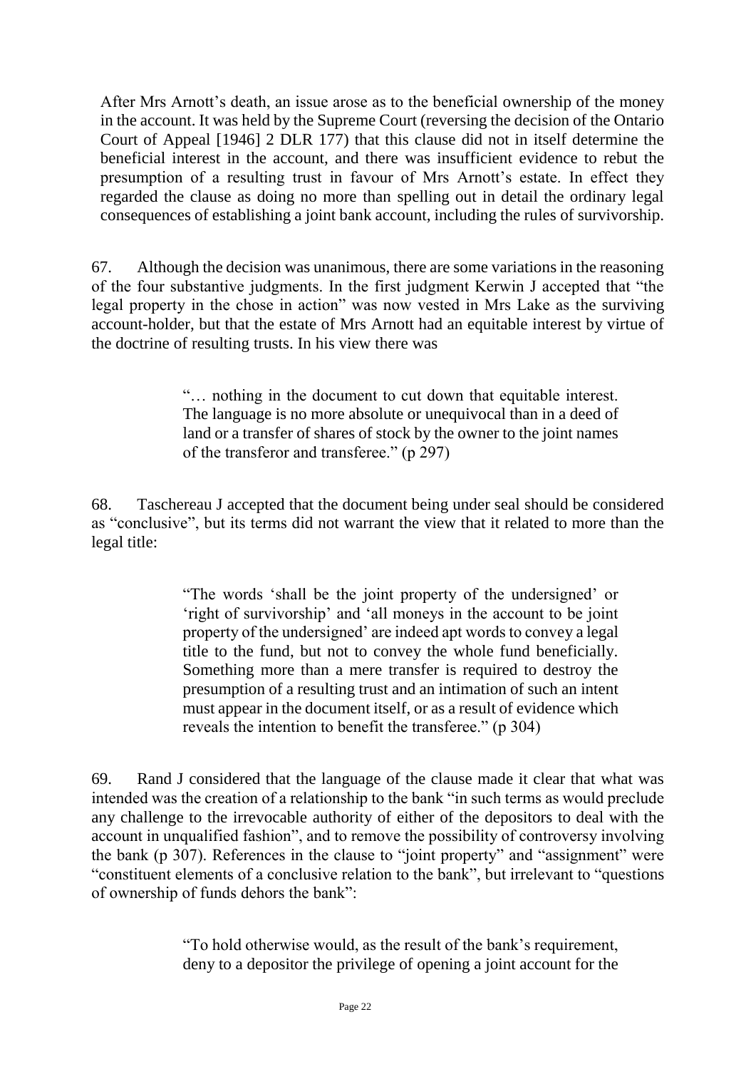After Mrs Arnott's death, an issue arose as to the beneficial ownership of the money in the account. It was held by the Supreme Court (reversing the decision of the Ontario Court of Appeal [1946] 2 DLR 177) that this clause did not in itself determine the beneficial interest in the account, and there was insufficient evidence to rebut the presumption of a resulting trust in favour of Mrs Arnott's estate. In effect they regarded the clause as doing no more than spelling out in detail the ordinary legal consequences of establishing a joint bank account, including the rules of survivorship.

67. Although the decision was unanimous, there are some variations in the reasoning of the four substantive judgments. In the first judgment Kerwin J accepted that "the legal property in the chose in action" was now vested in Mrs Lake as the surviving account-holder, but that the estate of Mrs Arnott had an equitable interest by virtue of the doctrine of resulting trusts. In his view there was

> "… nothing in the document to cut down that equitable interest. The language is no more absolute or unequivocal than in a deed of land or a transfer of shares of stock by the owner to the joint names of the transferor and transferee." (p 297)

68. Taschereau J accepted that the document being under seal should be considered as "conclusive", but its terms did not warrant the view that it related to more than the legal title:

> "The words 'shall be the joint property of the undersigned' or 'right of survivorship' and 'all moneys in the account to be joint property of the undersigned' are indeed apt words to convey a legal title to the fund, but not to convey the whole fund beneficially. Something more than a mere transfer is required to destroy the presumption of a resulting trust and an intimation of such an intent must appear in the document itself, or as a result of evidence which reveals the intention to benefit the transferee." (p 304)

69. Rand J considered that the language of the clause made it clear that what was intended was the creation of a relationship to the bank "in such terms as would preclude any challenge to the irrevocable authority of either of the depositors to deal with the account in unqualified fashion", and to remove the possibility of controversy involving the bank (p 307). References in the clause to "joint property" and "assignment" were "constituent elements of a conclusive relation to the bank", but irrelevant to "questions of ownership of funds dehors the bank":

> "To hold otherwise would, as the result of the bank's requirement, deny to a depositor the privilege of opening a joint account for the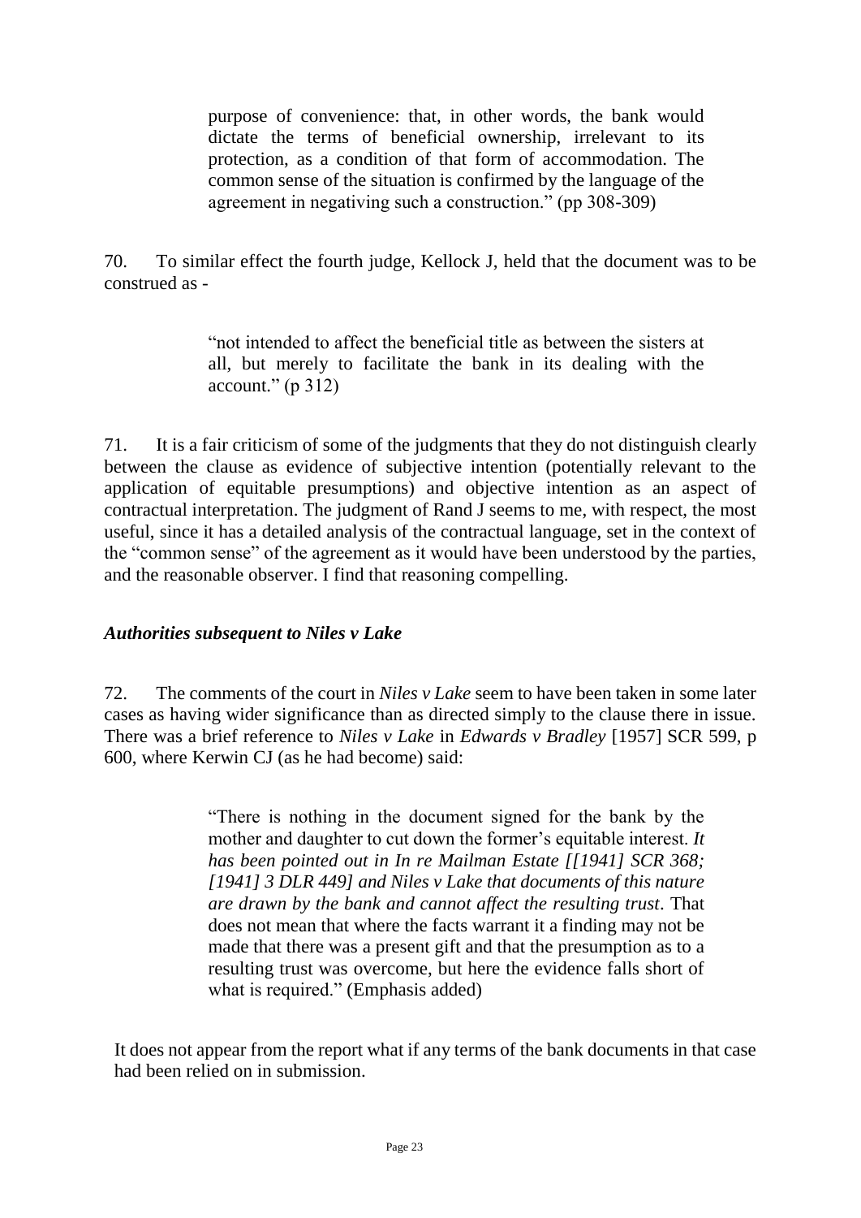> purpose of convenience: that, in other words, the bank would dictate the terms of beneficial ownership, irrelevant to its protection, as a condition of that form of accommodation. The common sense of the situation is confirmed by the language of the agreement in negativing such a construction." (pp 308-309)

70. To similar effect the fourth judge, Kellock J, held that the document was to be construed as -

> "not intended to affect the beneficial title as between the sisters at all, but merely to facilitate the bank in its dealing with the account." (p 312)

71. It is a fair criticism of some of the judgments that they do not distinguish clearly between the clause as evidence of subjective intention (potentially relevant to the application of equitable presumptions) and objective intention as an aspect of contractual interpretation. The judgment of Rand J seems to me, with respect, the most useful, since it has a detailed analysis of the contractual language, set in the context of the "common sense" of the agreement as it would have been understood by the parties, and the reasonable observer. I find that reasoning compelling.

### *Authorities subsequent to Niles v Lake*

72. The comments of the court in *Niles v Lake* seem to have been taken in some later cases as having wider significance than as directed simply to the clause there in issue. There was a brief reference to *Niles v Lake* in *Edwards v Bradley* [1957] SCR 599, p 600, where Kerwin CJ (as he had become) said:

> "There is nothing in the document signed for the bank by the mother and daughter to cut down the former's equitable interest. *It has been pointed out in In re Mailman Estate [[1941] SCR 368; [1941] 3 DLR 449] and Niles v Lake that documents of this nature are drawn by the bank and cannot affect the resulting trust*. That does not mean that where the facts warrant it a finding may not be made that there was a present gift and that the presumption as to a resulting trust was overcome, but here the evidence falls short of what is required." (Emphasis added)

It does not appear from the report what if any terms of the bank documents in that case had been relied on in submission.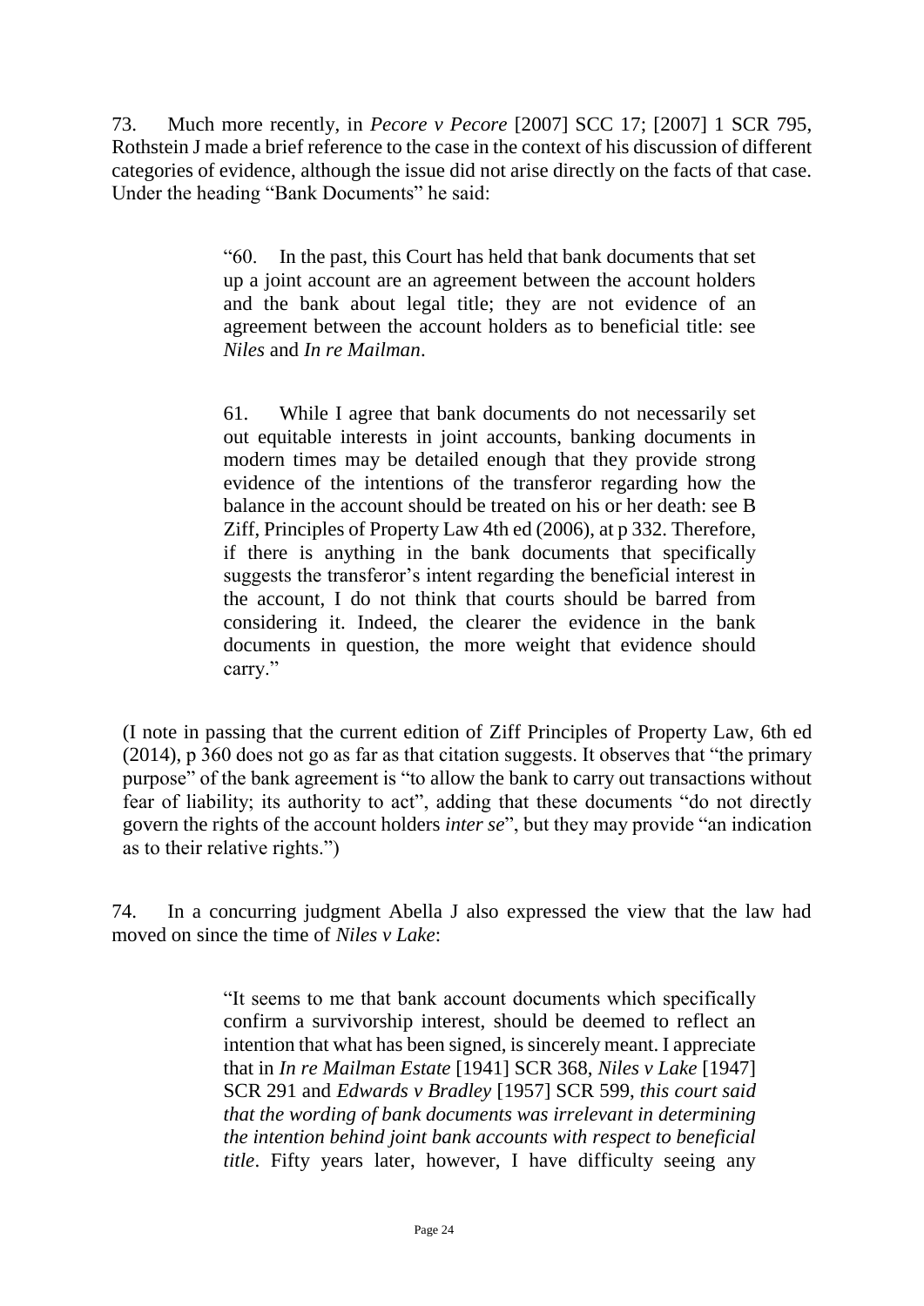73. Much more recently, in *Pecore v Pecore* [2007] SCC 17; [2007] 1 SCR 795, Rothstein J made a brief reference to the case in the context of his discussion of different categories of evidence, although the issue did not arise directly on the facts of that case. Under the heading "Bank Documents" he said:

> "60. In the past, this Court has held that bank documents that set up a joint account are an agreement between the account holders and the bank about legal title; they are not evidence of an agreement between the account holders as to beneficial title: see *Niles* and *In re Mailman*.
>
> 61. While I agree that bank documents do not necessarily set out equitable interests in joint accounts, banking documents in modern times may be detailed enough that they provide strong evidence of the intentions of the transferor regarding how the balance in the account should be treated on his or her death: see B Ziff, Principles of Property Law 4th ed (2006), at p 332. Therefore, if there is anything in the bank documents that specifically suggests the transferor's intent regarding the beneficial interest in the account, I do not think that courts should be barred from considering it. Indeed, the clearer the evidence in the bank documents in question, the more weight that evidence should carry."

(I note in passing that the current edition of Ziff Principles of Property Law, 6th ed (2014), p 360 does not go as far as that citation suggests. It observes that "the primary purpose" of the bank agreement is "to allow the bank to carry out transactions without fear of liability; its authority to act", adding that these documents "do not directly govern the rights of the account holders *inter se*", but they may provide "an indication as to their relative rights.")

74. In a concurring judgment Abella J also expressed the view that the law had moved on since the time of *Niles v Lake*:

> "It seems to me that bank account documents which specifically confirm a survivorship interest, should be deemed to reflect an intention that what has been signed, is sincerely meant. I appreciate that in *In re Mailman Estate* [1941] SCR 368, *Niles v Lake* [1947] SCR 291 and *Edwards v Bradley* [1957] SCR 599, *this court said that the wording of bank documents was irrelevant in determining the intention behind joint bank accounts with respect to beneficial title*. Fifty years later, however, I have difficulty seeing any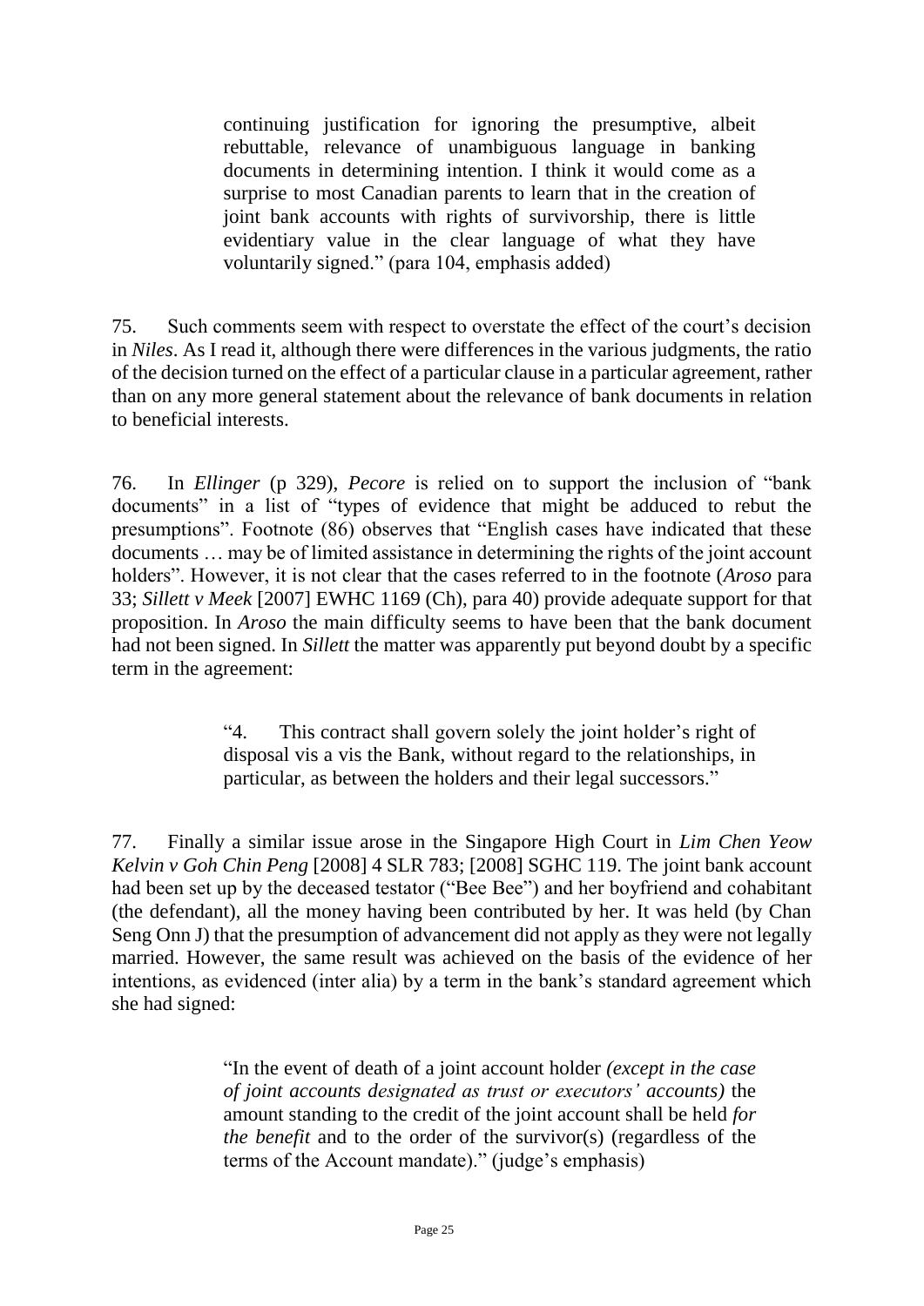> continuing justification for ignoring the presumptive, albeit rebuttable, relevance of unambiguous language in banking documents in determining intention. I think it would come as a surprise to most Canadian parents to learn that in the creation of joint bank accounts with rights of survivorship, there is little evidentiary value in the clear language of what they have voluntarily signed." (para 104, emphasis added)

75. Such comments seem with respect to overstate the effect of the court's decision in *Niles*. As I read it, although there were differences in the various judgments, the ratio of the decision turned on the effect of a particular clause in a particular agreement, rather than on any more general statement about the relevance of bank documents in relation to beneficial interests.

76. In *Ellinger* (p 329), *Pecore* is relied on to support the inclusion of "bank documents" in a list of "types of evidence that might be adduced to rebut the presumptions". Footnote (86) observes that "English cases have indicated that these documents … may be of limited assistance in determining the rights of the joint account holders". However, it is not clear that the cases referred to in the footnote (*Aroso* para 33; *Sillett v Meek* [2007] EWHC 1169 (Ch), para 40) provide adequate support for that proposition. In *Aroso* the main difficulty seems to have been that the bank document had not been signed. In *Sillett* the matter was apparently put beyond doubt by a specific term in the agreement:

> "4. This contract shall govern solely the joint holder's right of disposal vis a vis the Bank, without regard to the relationships, in particular, as between the holders and their legal successors."

77. Finally a similar issue arose in the Singapore High Court in *Lim Chen Yeow Kelvin v Goh Chin Peng* [2008] 4 SLR 783; [2008] SGHC 119. The joint bank account had been set up by the deceased testator ("Bee Bee") and her boyfriend and cohabitant (the defendant), all the money having been contributed by her. It was held (by Chan Seng Onn J) that the presumption of advancement did not apply as they were not legally married. However, the same result was achieved on the basis of the evidence of her intentions, as evidenced (inter alia) by a term in the bank's standard agreement which she had signed:

> "In the event of death of a joint account holder *(except in the case of joint accounts designated as trust or executors' accounts)* the amount standing to the credit of the joint account shall be held *for the benefit* and to the order of the survivor(s) (regardless of the terms of the Account mandate)." (judge's emphasis)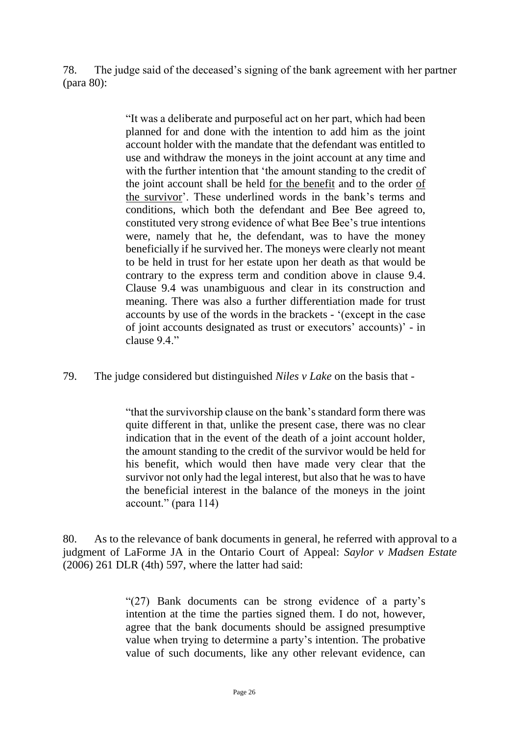78. The judge said of the deceased's signing of the bank agreement with her partner (para 80):

> "It was a deliberate and purposeful act on her part, which had been planned for and done with the intention to add him as the joint account holder with the mandate that the defendant was entitled to use and withdraw the moneys in the joint account at any time and with the further intention that 'the amount standing to the credit of the joint account shall be held <u>for the benefit</u> and to the order <u>of the survivor</u>'. These underlined words in the bank's terms and conditions, which both the defendant and Bee Bee agreed to, constituted very strong evidence of what Bee Bee's true intentions were, namely that he, the defendant, was to have the money beneficially if he survived her. The moneys were clearly not meant to be held in trust for her estate upon her death as that would be contrary to the express term and condition above in clause 9.4. Clause 9.4 was unambiguous and clear in its construction and meaning. There was also a further differentiation made for trust accounts by use of the words in the brackets - '(except in the case of joint accounts designated as trust or executors' accounts)' - in clause 9.4."

79. The judge considered but distinguished *Niles v Lake* on the basis that -

> "that the survivorship clause on the bank's standard form there was quite different in that, unlike the present case, there was no clear indication that in the event of the death of a joint account holder, the amount standing to the credit of the survivor would be held for his benefit, which would then have made very clear that the survivor not only had the legal interest, but also that he was to have the beneficial interest in the balance of the moneys in the joint account." (para 114)

80. As to the relevance of bank documents in general, he referred with approval to a judgment of LaForme JA in the Ontario Court of Appeal: *Saylor v Madsen Estate* (2006) 261 DLR (4th) 597, where the latter had said:

> "(27) Bank documents can be strong evidence of a party's intention at the time the parties signed them. I do not, however, agree that the bank documents should be assigned presumptive value when trying to determine a party's intention. The probative value of such documents, like any other relevant evidence, can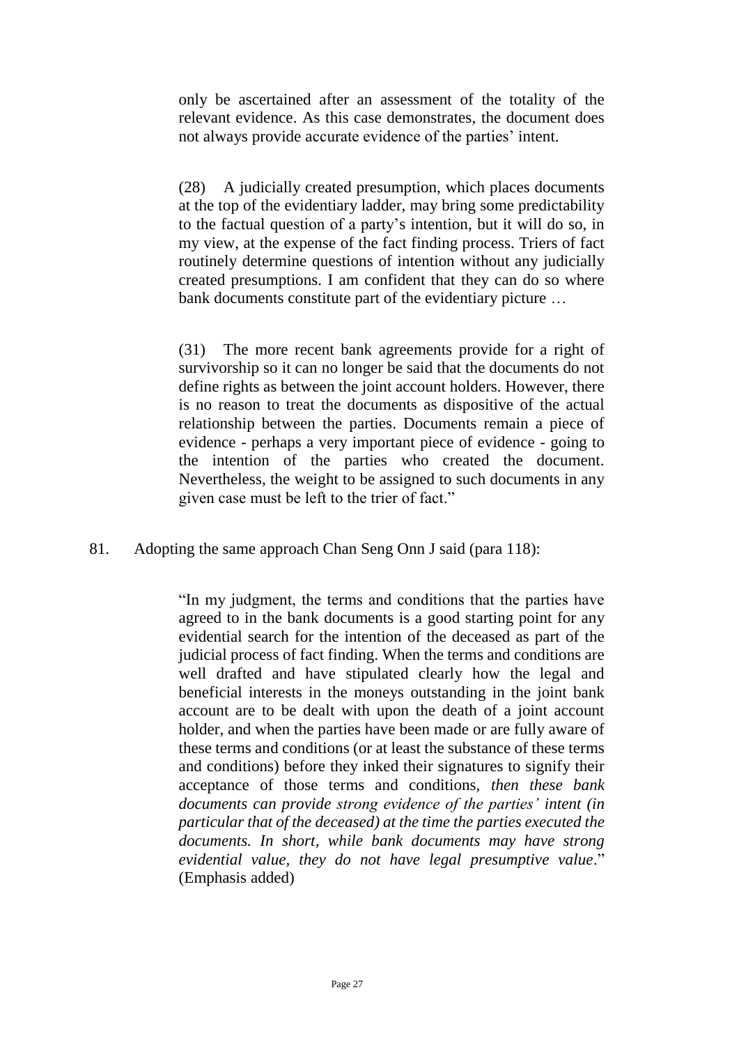> only be ascertained after an assessment of the totality of the relevant evidence. As this case demonstrates, the document does not always provide accurate evidence of the parties' intent.
>
> (28) A judicially created presumption, which places documents at the top of the evidentiary ladder, may bring some predictability to the factual question of a party's intention, but it will do so, in my view, at the expense of the fact finding process. Triers of fact routinely determine questions of intention without any judicially created presumptions. I am confident that they can do so where bank documents constitute part of the evidentiary picture …
>
> (31) The more recent bank agreements provide for a right of survivorship so it can no longer be said that the documents do not define rights as between the joint account holders. However, there is no reason to treat the documents as dispositive of the actual relationship between the parties. Documents remain a piece of evidence - perhaps a very important piece of evidence - going to the intention of the parties who created the document. Nevertheless, the weight to be assigned to such documents in any given case must be left to the trier of fact."

81. Adopting the same approach Chan Seng Onn J said (para 118):

> "In my judgment, the terms and conditions that the parties have agreed to in the bank documents is a good starting point for any evidential search for the intention of the deceased as part of the judicial process of fact finding. When the terms and conditions are well drafted and have stipulated clearly how the legal and beneficial interests in the moneys outstanding in the joint bank account are to be dealt with upon the death of a joint account holder, and when the parties have been made or are fully aware of these terms and conditions (or at least the substance of these terms and conditions) before they inked their signatures to signify their acceptance of those terms and conditions, *then these bank documents can provide strong evidence of the parties' intent (in particular that of the deceased) at the time the parties executed the documents. In short, while bank documents may have strong evidential value, they do not have legal presumptive value*." (Emphasis added)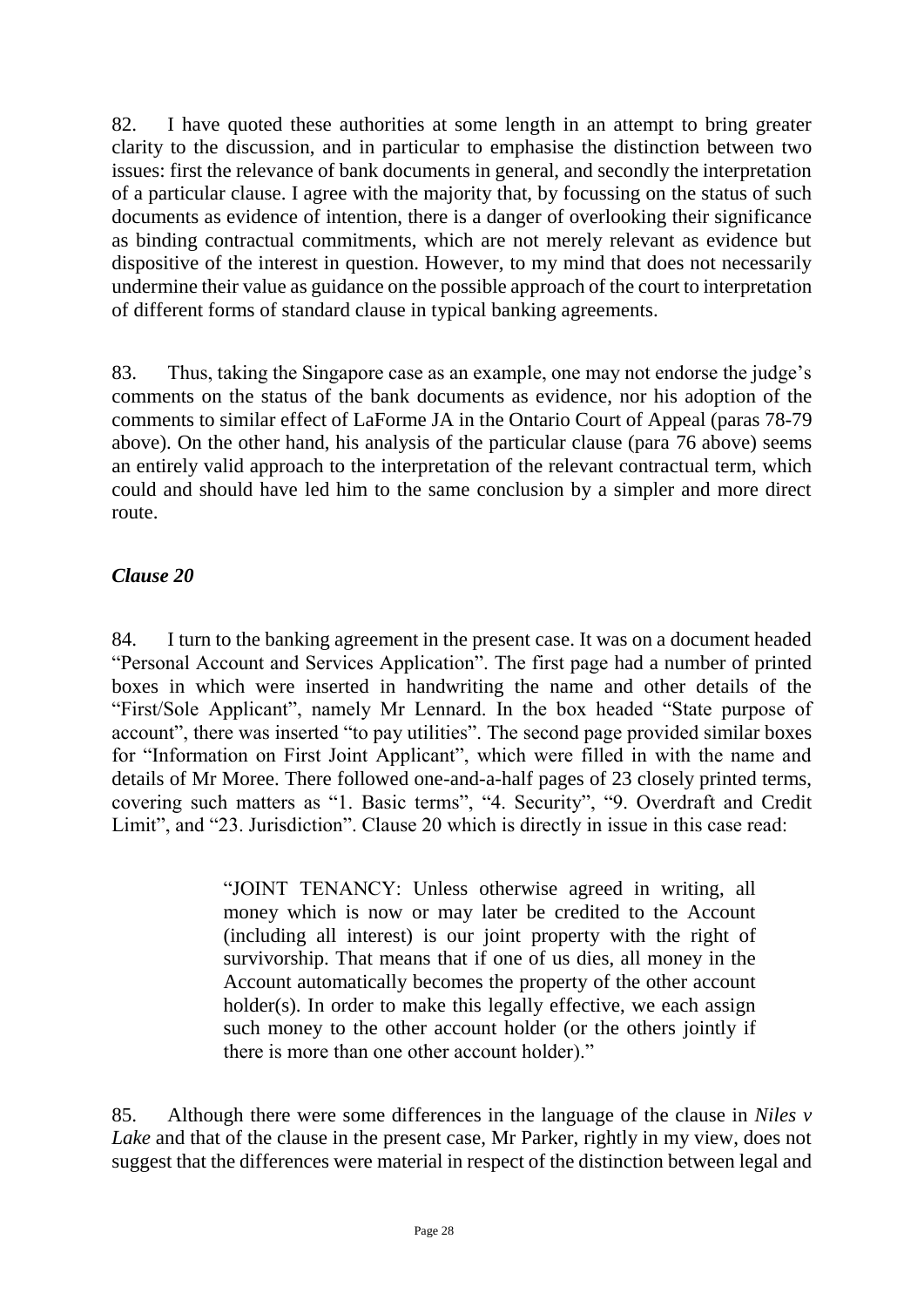82. I have quoted these authorities at some length in an attempt to bring greater clarity to the discussion, and in particular to emphasise the distinction between two issues: first the relevance of bank documents in general, and secondly the interpretation of a particular clause. I agree with the majority that, by focussing on the status of such documents as evidence of intention, there is a danger of overlooking their significance as binding contractual commitments, which are not merely relevant as evidence but dispositive of the interest in question. However, to my mind that does not necessarily undermine their value as guidance on the possible approach of the court to interpretation of different forms of standard clause in typical banking agreements.

83. Thus, taking the Singapore case as an example, one may not endorse the judge's comments on the status of the bank documents as evidence, nor his adoption of the comments to similar effect of LaForme JA in the Ontario Court of Appeal (paras 78-79 above). On the other hand, his analysis of the particular clause (para 76 above) seems an entirely valid approach to the interpretation of the relevant contractual term, which could and should have led him to the same conclusion by a simpler and more direct route.

### *Clause 20*

84. I turn to the banking agreement in the present case. It was on a document headed "Personal Account and Services Application". The first page had a number of printed boxes in which were inserted in handwriting the name and other details of the "First/Sole Applicant", namely Mr Lennard. In the box headed "State purpose of account", there was inserted "to pay utilities". The second page provided similar boxes for "Information on First Joint Applicant", which were filled in with the name and details of Mr Moree. There followed one-and-a-half pages of 23 closely printed terms, covering such matters as "1. Basic terms", "4. Security", "9. Overdraft and Credit Limit", and "23. Jurisdiction". Clause 20 which is directly in issue in this case read:

> "JOINT TENANCY: Unless otherwise agreed in writing, all money which is now or may later be credited to the Account (including all interest) is our joint property with the right of survivorship. That means that if one of us dies, all money in the Account automatically becomes the property of the other account holder(s). In order to make this legally effective, we each assign such money to the other account holder (or the others jointly if there is more than one other account holder)."

85. Although there were some differences in the language of the clause in *Niles v Lake* and that of the clause in the present case, Mr Parker, rightly in my view, does not suggest that the differences were material in respect of the distinction between legal and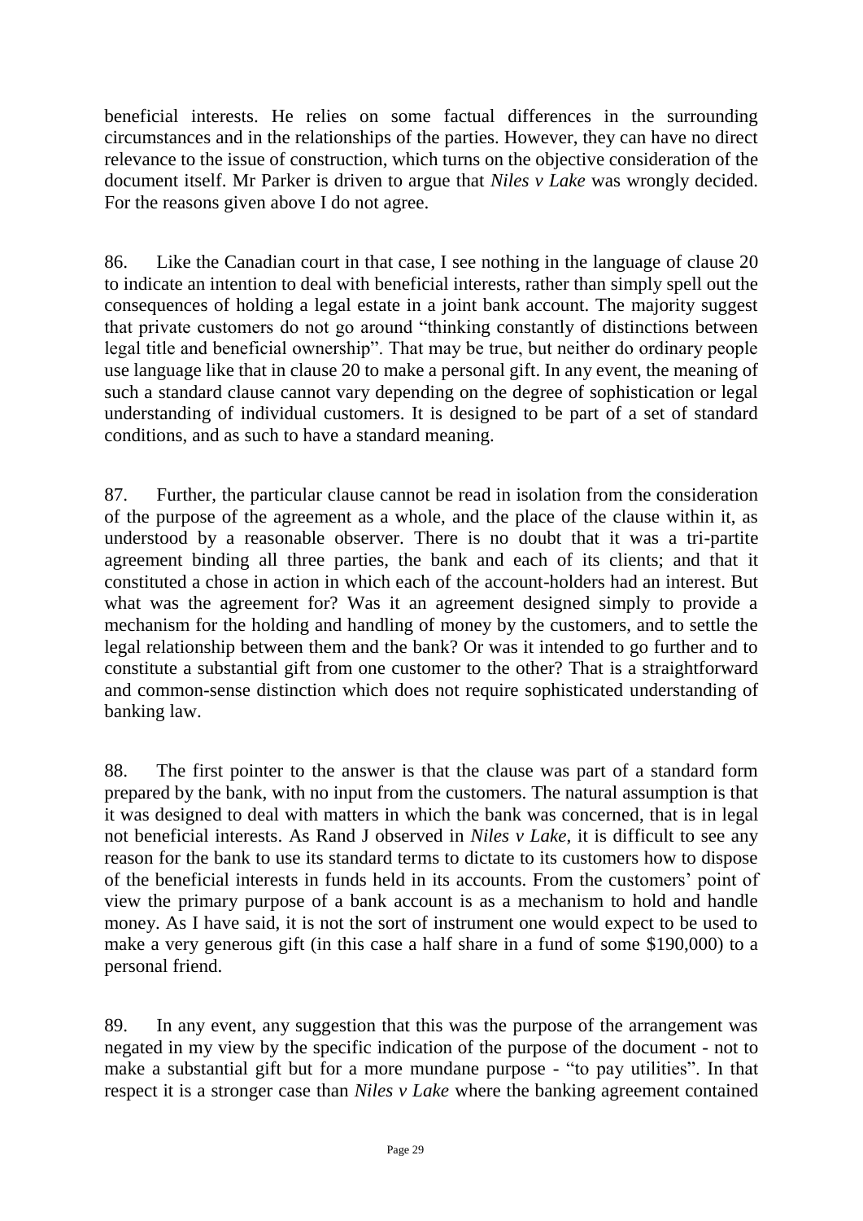beneficial interests. He relies on some factual differences in the surrounding circumstances and in the relationships of the parties. However, they can have no direct relevance to the issue of construction, which turns on the objective consideration of the document itself. Mr Parker is driven to argue that *Niles v Lake* was wrongly decided. For the reasons given above I do not agree.

86. Like the Canadian court in that case, I see nothing in the language of clause 20 to indicate an intention to deal with beneficial interests, rather than simply spell out the consequences of holding a legal estate in a joint bank account. The majority suggest that private customers do not go around "thinking constantly of distinctions between legal title and beneficial ownership". That may be true, but neither do ordinary people use language like that in clause 20 to make a personal gift. In any event, the meaning of such a standard clause cannot vary depending on the degree of sophistication or legal understanding of individual customers. It is designed to be part of a set of standard conditions, and as such to have a standard meaning.

87. Further, the particular clause cannot be read in isolation from the consideration of the purpose of the agreement as a whole, and the place of the clause within it, as understood by a reasonable observer. There is no doubt that it was a tri-partite agreement binding all three parties, the bank and each of its clients; and that it constituted a chose in action in which each of the account-holders had an interest. But what was the agreement for? Was it an agreement designed simply to provide a mechanism for the holding and handling of money by the customers, and to settle the legal relationship between them and the bank? Or was it intended to go further and to constitute a substantial gift from one customer to the other? That is a straightforward and common-sense distinction which does not require sophisticated understanding of banking law.

88. The first pointer to the answer is that the clause was part of a standard form prepared by the bank, with no input from the customers. The natural assumption is that it was designed to deal with matters in which the bank was concerned, that is in legal not beneficial interests. As Rand J observed in *Niles v Lake*, it is difficult to see any reason for the bank to use its standard terms to dictate to its customers how to dispose of the beneficial interests in funds held in its accounts. From the customers' point of view the primary purpose of a bank account is as a mechanism to hold and handle money. As I have said, it is not the sort of instrument one would expect to be used to make a very generous gift (in this case a half share in a fund of some \$190,000) to a personal friend.

89. In any event, any suggestion that this was the purpose of the arrangement was negated in my view by the specific indication of the purpose of the document - not to make a substantial gift but for a more mundane purpose - "to pay utilities". In that respect it is a stronger case than *Niles v Lake* where the banking agreement contained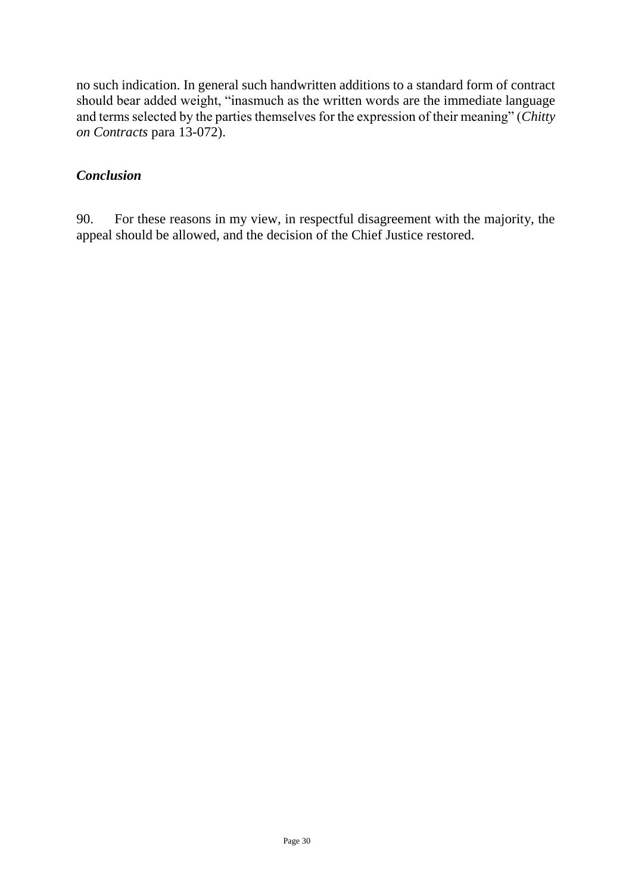no such indication. In general such handwritten additions to a standard form of contract should bear added weight, "inasmuch as the written words are the immediate language and terms selected by the parties themselves for the expression of their meaning" (*Chitty on Contracts* para 13-072).

### *Conclusion*

90. For these reasons in my view, in respectful disagreement with the majority, the appeal should be allowed, and the decision of the Chief Justice restored.